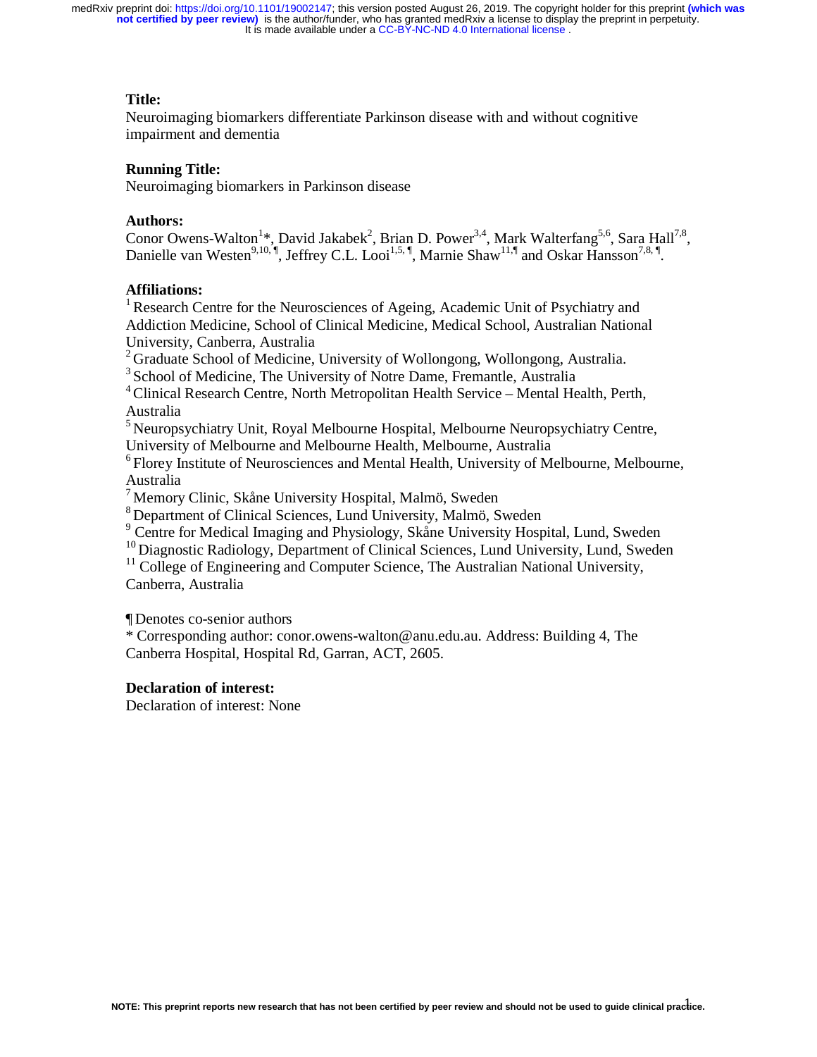**Title:**

Neuroimaging biomarkers differentiate Parkinson disease with and without cognitive impairment and dementia

**Running Title:**

Neuroimaging biomarkers in Parkinson disease

**Authors:**

Conor Owens-Walton[1]*, David Jakabek[2], Brian D. Power[3,4], Mark Walterfang[5,6], Sara Hall[7,8], Danielle van Westen[9,10,¶], Jeffrey C.L. Looi[1,5,¶], Marnie Shaw[11,¶] and Oskar Hansson[7,8,¶].

**Affiliations:**

[1] Research Centre for the Neurosciences of Ageing, Academic Unit of Psychiatry and Addiction Medicine, School of Clinical Medicine, Medical School, Australian National University, Canberra, Australia

[2] Graduate School of Medicine, University of Wollongong, Wollongong, Australia.

[3] School of Medicine, The University of Notre Dame, Fremantle, Australia

[4] Clinical Research Centre, North Metropolitan Health Service – Mental Health, Perth, Australia

[5] Neuropsychiatry Unit, Royal Melbourne Hospital, Melbourne Neuropsychiatry Centre, University of Melbourne and Melbourne Health, Melbourne, Australia

[6] Florey Institute of Neurosciences and Mental Health, University of Melbourne, Melbourne, Australia

[7] Memory Clinic, Skåne University Hospital, Malmö, Sweden

[8] Department of Clinical Sciences, Lund University, Malmö, Sweden

[9] Centre for Medical Imaging and Physiology, Skåne University Hospital, Lund, Sweden

[10] Diagnostic Radiology, Department of Clinical Sciences, Lund University, Lund, Sweden

[11] College of Engineering and Computer Science, The Australian National University, Canberra, Australia

¶ Denotes co-senior authors

* Corresponding author: conor.owens-walton@anu.edu.au. Address: Building 4, The Canberra Hospital, Hospital Rd, Garran, ACT, 2605.

**Declaration of interest:**

Declaration of interest: None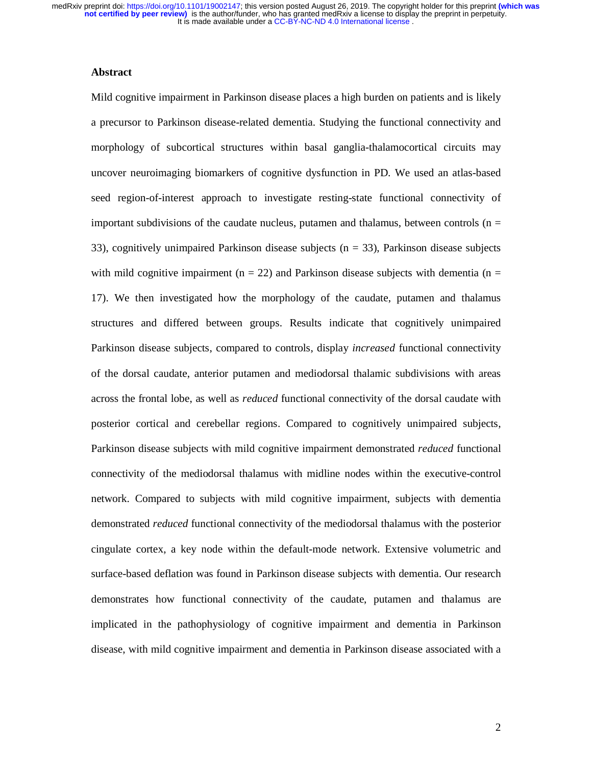**Abstract**

Mild cognitive impairment in Parkinson disease places a high burden on patients and is likely a precursor to Parkinson disease-related dementia. Studying the functional connectivity and morphology of subcortical structures within basal ganglia-thalamocortical circuits may uncover neuroimaging biomarkers of cognitive dysfunction in PD. We used an atlas-based seed region-of-interest approach to investigate resting-state functional connectivity of important subdivisions of the caudate nucleus, putamen and thalamus, between controls (n = 33), cognitively unimpaired Parkinson disease subjects (n = 33), Parkinson disease subjects with mild cognitive impairment (n = 22) and Parkinson disease subjects with dementia (n = 17). We then investigated how the morphology of the caudate, putamen and thalamus structures and differed between groups. Results indicate that cognitively unimpaired Parkinson disease subjects, compared to controls, display *increased* functional connectivity of the dorsal caudate, anterior putamen and mediodorsal thalamic subdivisions with areas across the frontal lobe, as well as *reduced* functional connectivity of the dorsal caudate with posterior cortical and cerebellar regions. Compared to cognitively unimpaired subjects, Parkinson disease subjects with mild cognitive impairment demonstrated *reduced* functional connectivity of the mediodorsal thalamus with midline nodes within the executive-control network. Compared to subjects with mild cognitive impairment, subjects with dementia demonstrated *reduced* functional connectivity of the mediodorsal thalamus with the posterior cingulate cortex, a key node within the default-mode network. Extensive volumetric and surface-based deflation was found in Parkinson disease subjects with dementia. Our research demonstrates how functional connectivity of the caudate, putamen and thalamus are implicated in the pathophysiology of cognitive impairment and dementia in Parkinson disease, with mild cognitive impairment and dementia in Parkinson disease associated with a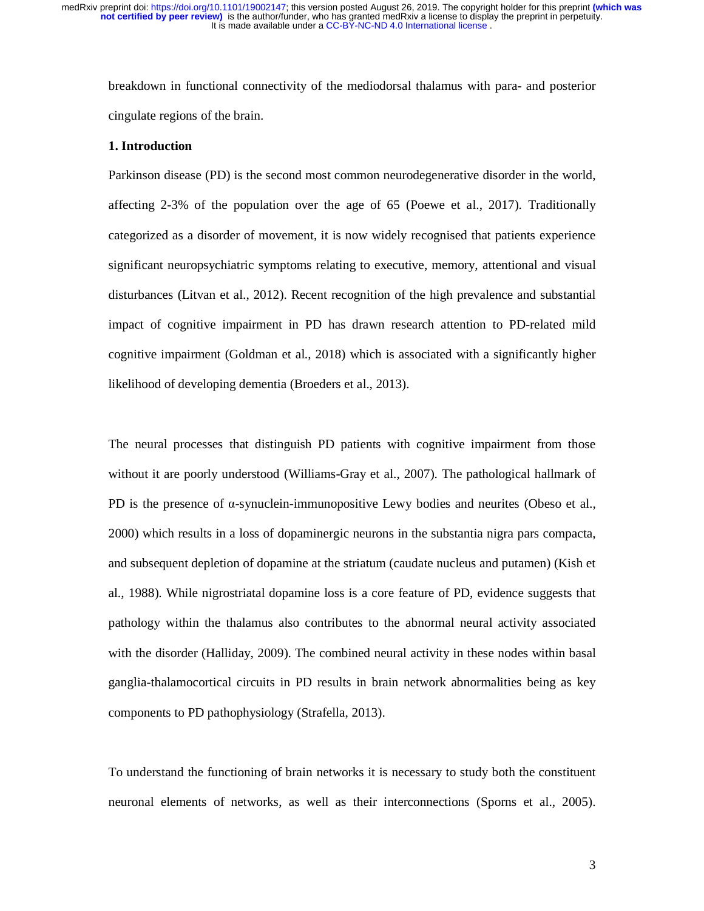breakdown in functional connectivity of the mediodorsal thalamus with para- and posterior cingulate regions of the brain.

## 1. Introduction

Parkinson disease (PD) is the second most common neurodegenerative disorder in the world, affecting 2-3% of the population over the age of 65 (Poewe et al., 2017). Traditionally categorized as a disorder of movement, it is now widely recognised that patients experience significant neuropsychiatric symptoms relating to executive, memory, attentional and visual disturbances (Litvan et al., 2012). Recent recognition of the high prevalence and substantial impact of cognitive impairment in PD has drawn research attention to PD-related mild cognitive impairment (Goldman et al., 2018) which is associated with a significantly higher likelihood of developing dementia (Broeders et al., 2013).

The neural processes that distinguish PD patients with cognitive impairment from those without it are poorly understood (Williams-Gray et al., 2007). The pathological hallmark of PD is the presence of α-synuclein-immunopositive Lewy bodies and neurites (Obeso et al., 2000) which results in a loss of dopaminergic neurons in the substantia nigra pars compacta, and subsequent depletion of dopamine at the striatum (caudate nucleus and putamen) (Kish et al., 1988). While nigrostriatal dopamine loss is a core feature of PD, evidence suggests that pathology within the thalamus also contributes to the abnormal neural activity associated with the disorder (Halliday, 2009). The combined neural activity in these nodes within basal ganglia-thalamocortical circuits in PD results in brain network abnormalities being as key components to PD pathophysiology (Strafella, 2013).

To understand the functioning of brain networks it is necessary to study both the constituent neuronal elements of networks, as well as their interconnections (Sporns et al., 2005).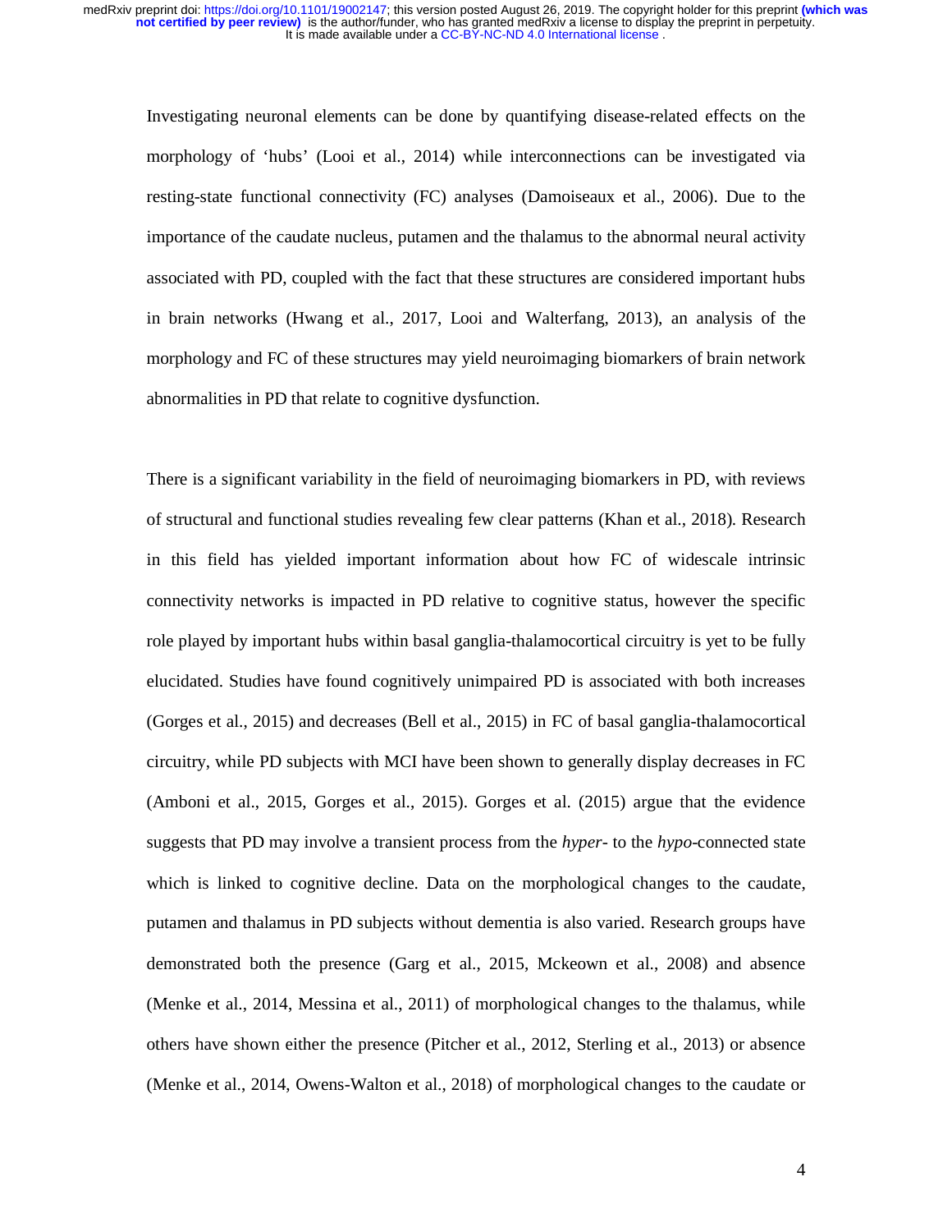Investigating neuronal elements can be done by quantifying disease-related effects on the morphology of 'hubs' (Looi et al., 2014) while interconnections can be investigated via resting-state functional connectivity (FC) analyses (Damoiseaux et al., 2006). Due to the importance of the caudate nucleus, putamen and the thalamus to the abnormal neural activity associated with PD, coupled with the fact that these structures are considered important hubs in brain networks (Hwang et al., 2017, Looi and Walterfang, 2013), an analysis of the morphology and FC of these structures may yield neuroimaging biomarkers of brain network abnormalities in PD that relate to cognitive dysfunction.

There is a significant variability in the field of neuroimaging biomarkers in PD, with reviews of structural and functional studies revealing few clear patterns (Khan et al., 2018). Research in this field has yielded important information about how FC of widescale intrinsic connectivity networks is impacted in PD relative to cognitive status, however the specific role played by important hubs within basal ganglia-thalamocortical circuitry is yet to be fully elucidated. Studies have found cognitively unimpaired PD is associated with both increases (Gorges et al., 2015) and decreases (Bell et al., 2015) in FC of basal ganglia-thalamocortical circuitry, while PD subjects with MCI have been shown to generally display decreases in FC (Amboni et al., 2015, Gorges et al., 2015). Gorges et al. (2015) argue that the evidence suggests that PD may involve a transient process from the *hyper*- to the *hypo*-connected state which is linked to cognitive decline. Data on the morphological changes to the caudate, putamen and thalamus in PD subjects without dementia is also varied. Research groups have demonstrated both the presence (Garg et al., 2015, Mckeown et al., 2008) and absence (Menke et al., 2014, Messina et al., 2011) of morphological changes to the thalamus, while others have shown either the presence (Pitcher et al., 2012, Sterling et al., 2013) or absence (Menke et al., 2014, Owens-Walton et al., 2018) of morphological changes to the caudate or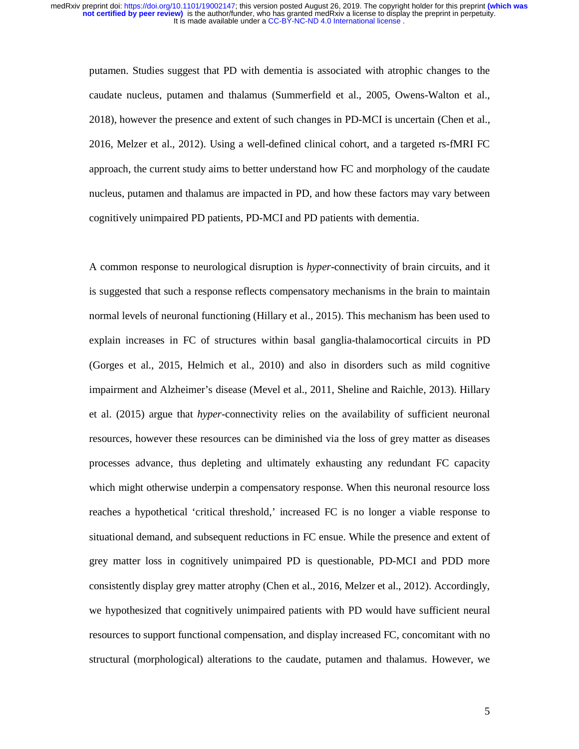putamen. Studies suggest that PD with dementia is associated with atrophic changes to the caudate nucleus, putamen and thalamus (Summerfield et al., 2005, Owens-Walton et al., 2018), however the presence and extent of such changes in PD-MCI is uncertain (Chen et al., 2016, Melzer et al., 2012). Using a well-defined clinical cohort, and a targeted rs-fMRI FC approach, the current study aims to better understand how FC and morphology of the caudate nucleus, putamen and thalamus are impacted in PD, and how these factors may vary between cognitively unimpaired PD patients, PD-MCI and PD patients with dementia.

A common response to neurological disruption is *hyper*-connectivity of brain circuits, and it is suggested that such a response reflects compensatory mechanisms in the brain to maintain normal levels of neuronal functioning (Hillary et al., 2015). This mechanism has been used to explain increases in FC of structures within basal ganglia-thalamocortical circuits in PD (Gorges et al., 2015, Helmich et al., 2010) and also in disorders such as mild cognitive impairment and Alzheimer's disease (Mevel et al., 2011, Sheline and Raichle, 2013). Hillary et al. (2015) argue that *hyper*-connectivity relies on the availability of sufficient neuronal resources, however these resources can be diminished via the loss of grey matter as diseases processes advance, thus depleting and ultimately exhausting any redundant FC capacity which might otherwise underpin a compensatory response. When this neuronal resource loss reaches a hypothetical 'critical threshold,' increased FC is no longer a viable response to situational demand, and subsequent reductions in FC ensue. While the presence and extent of grey matter loss in cognitively unimpaired PD is questionable, PD-MCI and PDD more consistently display grey matter atrophy (Chen et al., 2016, Melzer et al., 2012). Accordingly, we hypothesized that cognitively unimpaired patients with PD would have sufficient neural resources to support functional compensation, and display increased FC, concomitant with no structural (morphological) alterations to the caudate, putamen and thalamus. However, we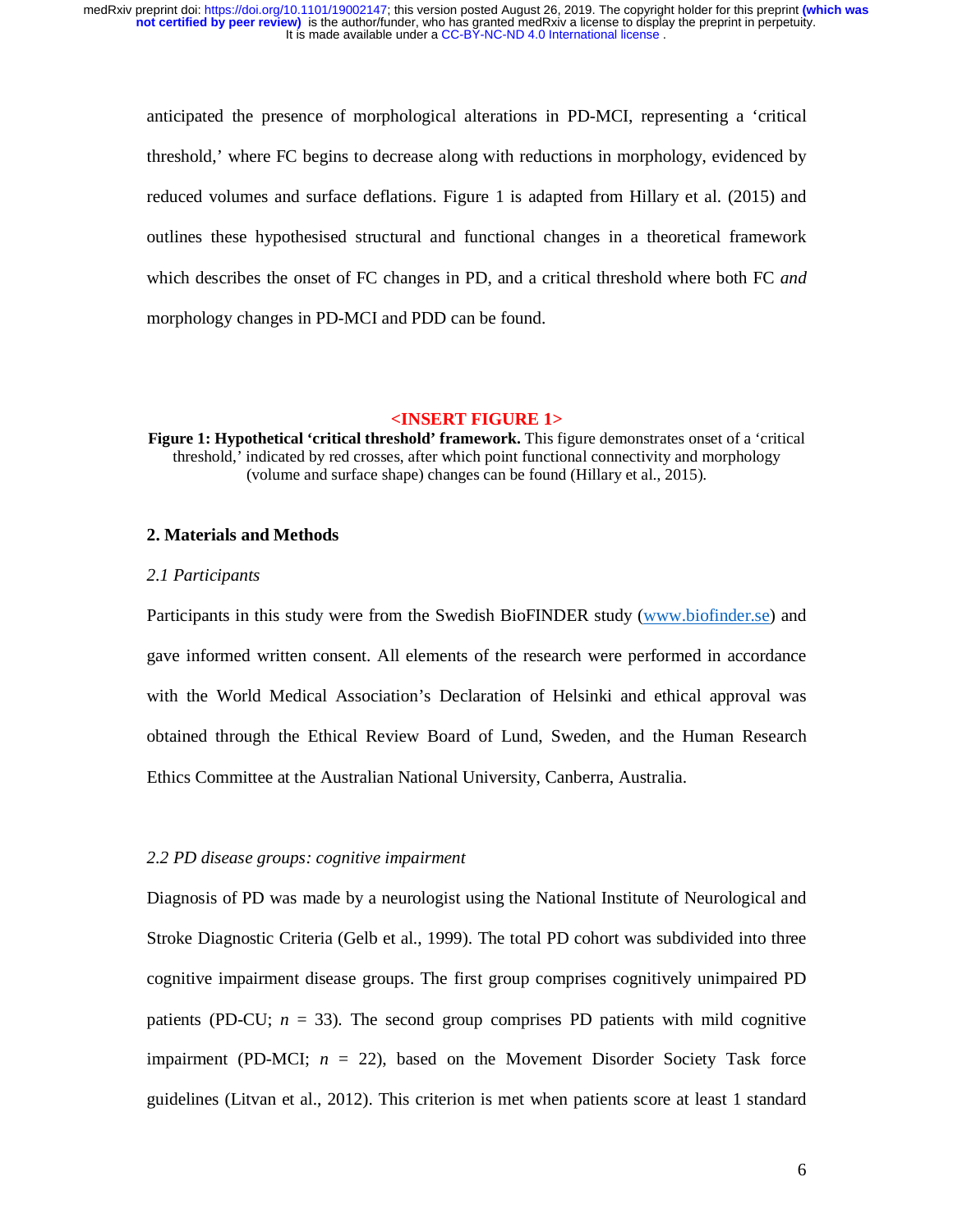anticipated the presence of morphological alterations in PD-MCI, representing a 'critical threshold,' where FC begins to decrease along with reductions in morphology, evidenced by reduced volumes and surface deflations. Figure 1 is adapted from Hillary et al. (2015) and outlines these hypothesised structural and functional changes in a theoretical framework which describes the onset of FC changes in PD, and a critical threshold where both FC *and* morphology changes in PD-MCI and PDD can be found.

**<INSERT FIGURE 1>**

**Figure 1: Hypothetical 'critical threshold' framework.** This figure demonstrates onset of a 'critical threshold,' indicated by red crosses, after which point functional connectivity and morphology (volume and surface shape) changes can be found (Hillary et al., 2015).

## 2. Materials and Methods

### *2.1 Participants*

Participants in this study were from the Swedish BioFINDER study (www.biofinder.se) and gave informed written consent. All elements of the research were performed in accordance with the World Medical Association's Declaration of Helsinki and ethical approval was obtained through the Ethical Review Board of Lund, Sweden, and the Human Research Ethics Committee at the Australian National University, Canberra, Australia.

### *2.2 PD disease groups: cognitive impairment*

Diagnosis of PD was made by a neurologist using the National Institute of Neurological and Stroke Diagnostic Criteria (Gelb et al., 1999). The total PD cohort was subdivided into three cognitive impairment disease groups. The first group comprises cognitively unimpaired PD patients (PD-CU; $n$ = 33). The second group comprises PD patients with mild cognitive impairment (PD-MCI; $n$ = 22), based on the Movement Disorder Society Task force guidelines (Litvan et al., 2012). This criterion is met when patients score at least 1 standard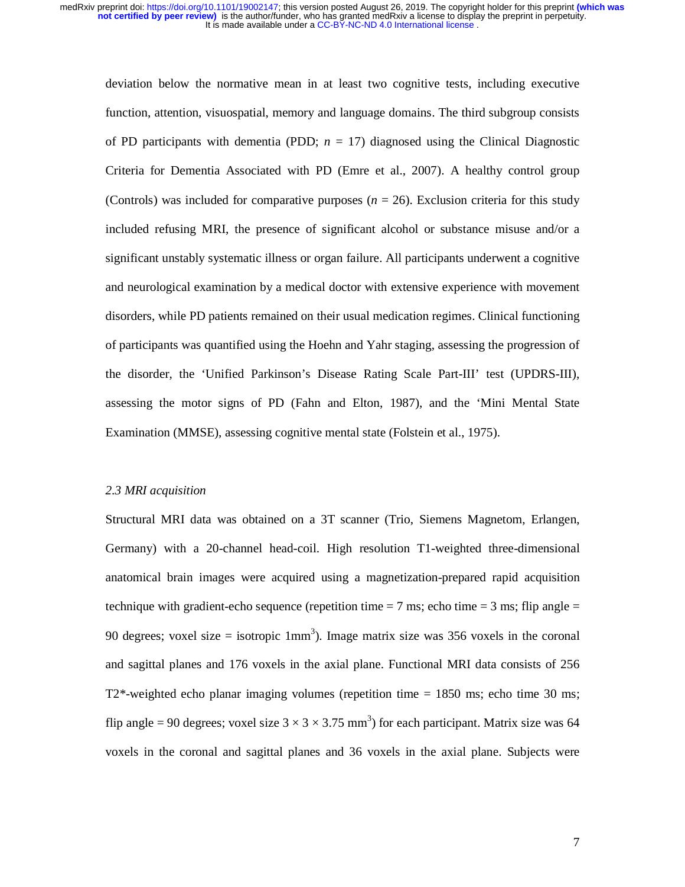deviation below the normative mean in at least two cognitive tests, including executive function, attention, visuospatial, memory and language domains. The third subgroup consists of PD participants with dementia (PDD; *n* = 17) diagnosed using the Clinical Diagnostic Criteria for Dementia Associated with PD (Emre et al., 2007). A healthy control group (Controls) was included for comparative purposes (*n* = 26). Exclusion criteria for this study included refusing MRI, the presence of significant alcohol or substance misuse and/or a significant unstably systematic illness or organ failure. All participants underwent a cognitive and neurological examination by a medical doctor with extensive experience with movement disorders, while PD patients remained on their usual medication regimes. Clinical functioning of participants was quantified using the Hoehn and Yahr staging, assessing the progression of the disorder, the 'Unified Parkinson's Disease Rating Scale Part-III' test (UPDRS-III), assessing the motor signs of PD (Fahn and Elton, 1987), and the 'Mini Mental State Examination (MMSE), assessing cognitive mental state (Folstein et al., 1975).

### *2.3 MRI acquisition*

Structural MRI data was obtained on a 3T scanner (Trio, Siemens Magnetom, Erlangen, Germany) with a 20-channel head-coil. High resolution T1-weighted three-dimensional anatomical brain images were acquired using a magnetization-prepared rapid acquisition technique with gradient-echo sequence (repetition time = 7 ms; echo time = 3 ms; flip angle = 90 degrees; voxel size = isotropic $1\text{mm}^3$). Image matrix size was 356 voxels in the coronal and sagittal planes and 176 voxels in the axial plane. Functional MRI data consists of 256 T2*-weighted echo planar imaging volumes (repetition time = 1850 ms; echo time 30 ms; flip angle = 90 degrees; voxel size $3 \times 3 \times 3.75\ \text{mm}^3$) for each participant. Matrix size was 64 voxels in the coronal and sagittal planes and 36 voxels in the axial plane. Subjects were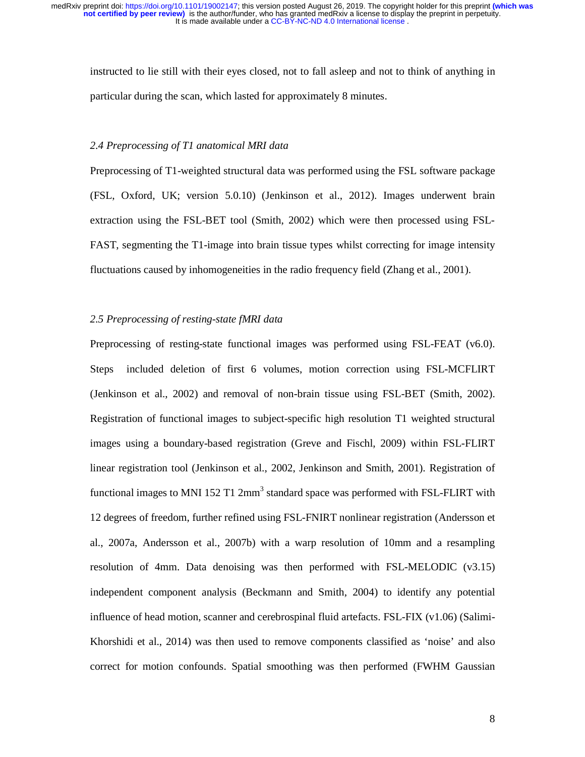instructed to lie still with their eyes closed, not to fall asleep and not to think of anything in particular during the scan, which lasted for approximately 8 minutes.

### *2.4 Preprocessing of T1 anatomical MRI data*

Preprocessing of T1-weighted structural data was performed using the FSL software package (FSL, Oxford, UK; version 5.0.10) (Jenkinson et al., 2012). Images underwent brain extraction using the FSL-BET tool (Smith, 2002) which were then processed using FSL-FAST, segmenting the T1-image into brain tissue types whilst correcting for image intensity fluctuations caused by inhomogeneities in the radio frequency field (Zhang et al., 2001).

### *2.5 Preprocessing of resting-state fMRI data*

Preprocessing of resting-state functional images was performed using FSL-FEAT (v6.0). Steps included deletion of first 6 volumes, motion correction using FSL-MCFLIRT (Jenkinson et al., 2002) and removal of non-brain tissue using FSL-BET (Smith, 2002). Registration of functional images to subject-specific high resolution T1 weighted structural images using a boundary-based registration (Greve and Fischl, 2009) within FSL-FLIRT linear registration tool (Jenkinson et al., 2002, Jenkinson and Smith, 2001). Registration of functional images to MNI 152 T1 2mm$^3$ standard space was performed with FSL-FLIRT with 12 degrees of freedom, further refined using FSL-FNIRT nonlinear registration (Andersson et al., 2007a, Andersson et al., 2007b) with a warp resolution of 10mm and a resampling resolution of 4mm. Data denoising was then performed with FSL-MELODIC (v3.15) independent component analysis (Beckmann and Smith, 2004) to identify any potential influence of head motion, scanner and cerebrospinal fluid artefacts. FSL-FIX (v1.06) (Salimi-Khorshidi et al., 2014) was then used to remove components classified as 'noise' and also correct for motion confounds. Spatial smoothing was then performed (FWHM Gaussian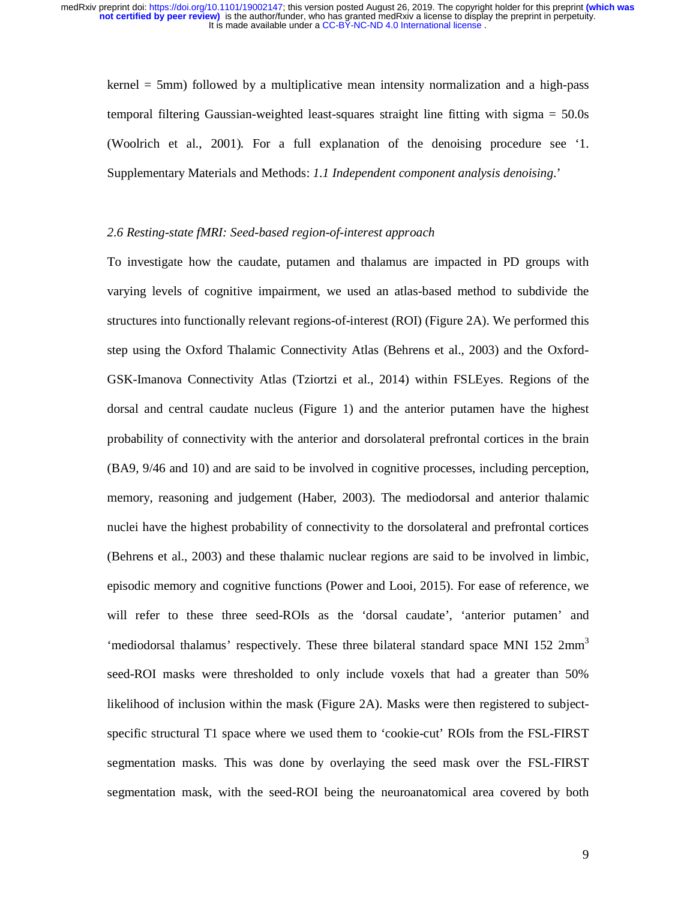kernel = 5mm) followed by a multiplicative mean intensity normalization and a high-pass temporal filtering Gaussian-weighted least-squares straight line fitting with sigma = 50.0s (Woolrich et al., 2001). For a full explanation of the denoising procedure see '1. Supplementary Materials and Methods: *1.1 Independent component analysis denoising*.'

### *2.6 Resting-state fMRI: Seed-based region-of-interest approach*

To investigate how the caudate, putamen and thalamus are impacted in PD groups with varying levels of cognitive impairment, we used an atlas-based method to subdivide the structures into functionally relevant regions-of-interest (ROI) (Figure 2A). We performed this step using the Oxford Thalamic Connectivity Atlas (Behrens et al., 2003) and the Oxford-GSK-Imanova Connectivity Atlas (Tziortzi et al., 2014) within FSLEyes. Regions of the dorsal and central caudate nucleus (Figure 1) and the anterior putamen have the highest probability of connectivity with the anterior and dorsolateral prefrontal cortices in the brain (BA9, 9/46 and 10) and are said to be involved in cognitive processes, including perception, memory, reasoning and judgement (Haber, 2003). The mediodorsal and anterior thalamic nuclei have the highest probability of connectivity to the dorsolateral and prefrontal cortices (Behrens et al., 2003) and these thalamic nuclear regions are said to be involved in limbic, episodic memory and cognitive functions (Power and Looi, 2015). For ease of reference, we will refer to these three seed-ROIs as the 'dorsal caudate', 'anterior putamen' and 'mediodorsal thalamus' respectively. These three bilateral standard space MNI 152 2mm$^3$ seed-ROI masks were thresholded to only include voxels that had a greater than 50% likelihood of inclusion within the mask (Figure 2A). Masks were then registered to subject-specific structural T1 space where we used them to 'cookie-cut' ROIs from the FSL-FIRST segmentation masks. This was done by overlaying the seed mask over the FSL-FIRST segmentation mask, with the seed-ROI being the neuroanatomical area covered by both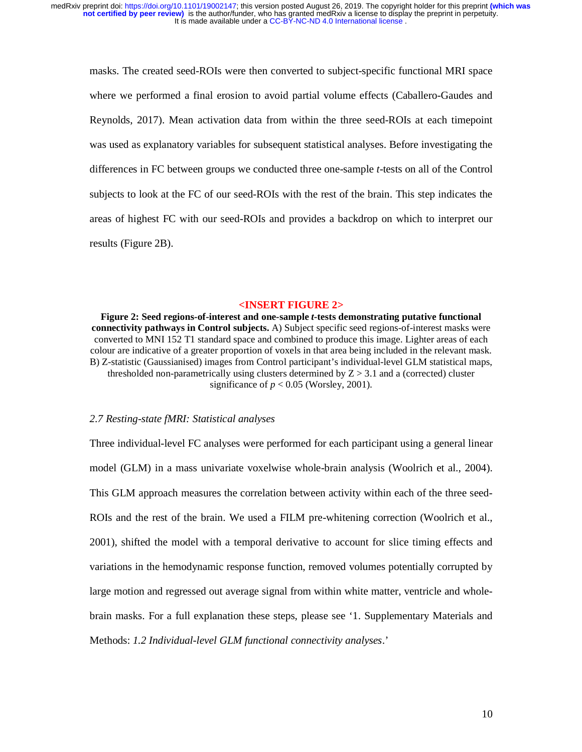masks. The created seed-ROIs were then converted to subject-specific functional MRI space where we performed a final erosion to avoid partial volume effects (Caballero-Gaudes and Reynolds, 2017). Mean activation data from within the three seed-ROIs at each timepoint was used as explanatory variables for subsequent statistical analyses. Before investigating the differences in FC between groups we conducted three one-sample *t*-tests on all of the Control subjects to look at the FC of our seed-ROIs with the rest of the brain. This step indicates the areas of highest FC with our seed-ROIs and provides a backdrop on which to interpret our results (Figure 2B).

**<INSERT FIGURE 2>**

**Figure 2: Seed regions-of-interest and one-sample *t*-tests demonstrating putative functional connectivity pathways in Control subjects.** A) Subject specific seed regions-of-interest masks were converted to MNI 152 T1 standard space and combined to produce this image. Lighter areas of each colour are indicative of a greater proportion of voxels in that area being included in the relevant mask. B) Z-statistic (Gaussianised) images from Control participant's individual-level GLM statistical maps, thresholded non-parametrically using clusters determined by $Z > 3.1$ and a (corrected) cluster significance of $p < 0.05$ (Worsley, 2001).

### *2.7 Resting-state fMRI: Statistical analyses*

Three individual-level FC analyses were performed for each participant using a general linear model (GLM) in a mass univariate voxelwise whole-brain analysis (Woolrich et al., 2004). This GLM approach measures the correlation between activity within each of the three seed-ROIs and the rest of the brain. We used a FILM pre-whitening correction (Woolrich et al., 2001), shifted the model with a temporal derivative to account for slice timing effects and variations in the hemodynamic response function, removed volumes potentially corrupted by large motion and regressed out average signal from within white matter, ventricle and whole-brain masks. For a full explanation these steps, please see '1. Supplementary Materials and Methods: *1.2 Individual-level GLM functional connectivity analyses*.'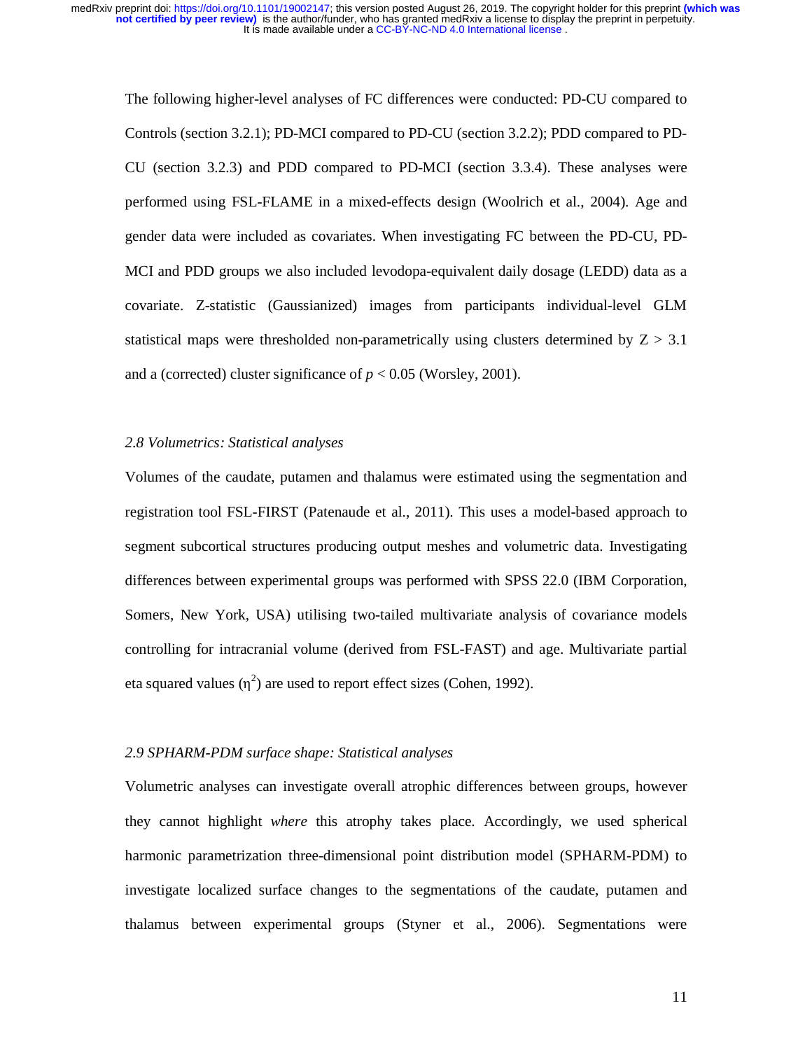The following higher-level analyses of FC differences were conducted: PD-CU compared to Controls (section 3.2.1); PD-MCI compared to PD-CU (section 3.2.2); PDD compared to PD-CU (section 3.2.3) and PDD compared to PD-MCI (section 3.3.4). These analyses were performed using FSL-FLAME in a mixed-effects design (Woolrich et al., 2004). Age and gender data were included as covariates. When investigating FC between the PD-CU, PD-MCI and PDD groups we also included levodopa-equivalent daily dosage (LEDD) data as a covariate. Z-statistic (Gaussianized) images from participants individual-level GLM statistical maps were thresholded non-parametrically using clusters determined by $Z > 3.1$ and a (corrected) cluster significance of $p < 0.05$ (Worsley, 2001).

### *2.8 Volumetrics: Statistical analyses*

Volumes of the caudate, putamen and thalamus were estimated using the segmentation and registration tool FSL-FIRST (Patenaude et al., 2011). This uses a model-based approach to segment subcortical structures producing output meshes and volumetric data. Investigating differences between experimental groups was performed with SPSS 22.0 (IBM Corporation, Somers, New York, USA) utilising two-tailed multivariate analysis of covariance models controlling for intracranial volume (derived from FSL-FAST) and age. Multivariate partial eta squared values ($\eta^2$) are used to report effect sizes (Cohen, 1992).

### *2.9 SPHARM-PDM surface shape: Statistical analyses*

Volumetric analyses can investigate overall atrophic differences between groups, however they cannot highlight *where* this atrophy takes place. Accordingly, we used spherical harmonic parametrization three-dimensional point distribution model (SPHARM-PDM) to investigate localized surface changes to the segmentations of the caudate, putamen and thalamus between experimental groups (Styner et al., 2006). Segmentations were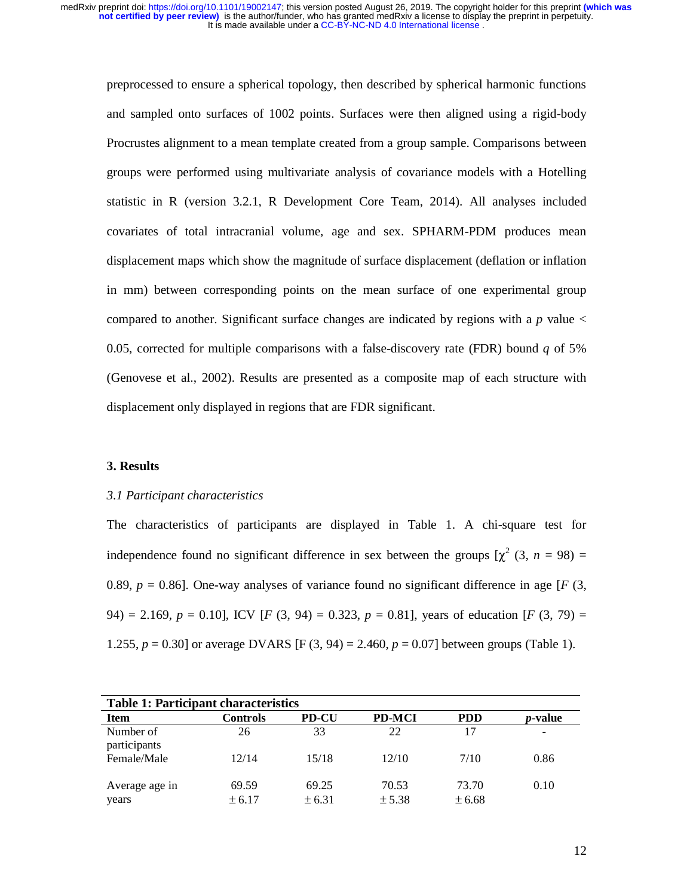preprocessed to ensure a spherical topology, then described by spherical harmonic functions and sampled onto surfaces of 1002 points. Surfaces were then aligned using a rigid-body Procrustes alignment to a mean template created from a group sample. Comparisons between groups were performed using multivariate analysis of covariance models with a Hotelling statistic in R (version 3.2.1, R Development Core Team, 2014). All analyses included covariates of total intracranial volume, age and sex. SPHARM-PDM produces mean displacement maps which show the magnitude of surface displacement (deflation or inflation in mm) between corresponding points on the mean surface of one experimental group compared to another. Significant surface changes are indicated by regions with a $p$ value < 0.05, corrected for multiple comparisons with a false-discovery rate (FDR) bound $q$ of 5% (Genovese et al., 2002). Results are presented as a composite map of each structure with displacement only displayed in regions that are FDR significant.

## 3. Results

### *3.1 Participant characteristics*

The characteristics of participants are displayed in Table 1. A chi-square test for independence found no significant difference in sex between the groups [$\chi^2$ (3, $n$ = 98) = 0.89, $p$ = 0.86]. One-way analyses of variance found no significant difference in age [$F$ (3, 94) = 2.169, $p$ = 0.10], ICV [$F$ (3, 94) = 0.323, $p$ = 0.81], years of education [$F$ (3, 79) = 1.255, $p$ = 0.30] or average DVARS [F (3, 94) = 2.460, $p$ = 0.07] between groups (Table 1).

**Table 1: Participant characteristics**

| Item | Controls | PD-CU | PD-MCI | PDD | *p*-value |
|---|---|---|---|---|---|
| Number of participants | 26 | 33 | 22 | 17 | - |
| Female/Male | 12/14 | 15/18 | 12/10 | 7/10 | 0.86 |
| Average age in years | 69.59 ± 6.17 | 69.25 ± 6.31 | 70.53 ± 5.38 | 73.70 ± 6.68 | 0.10 |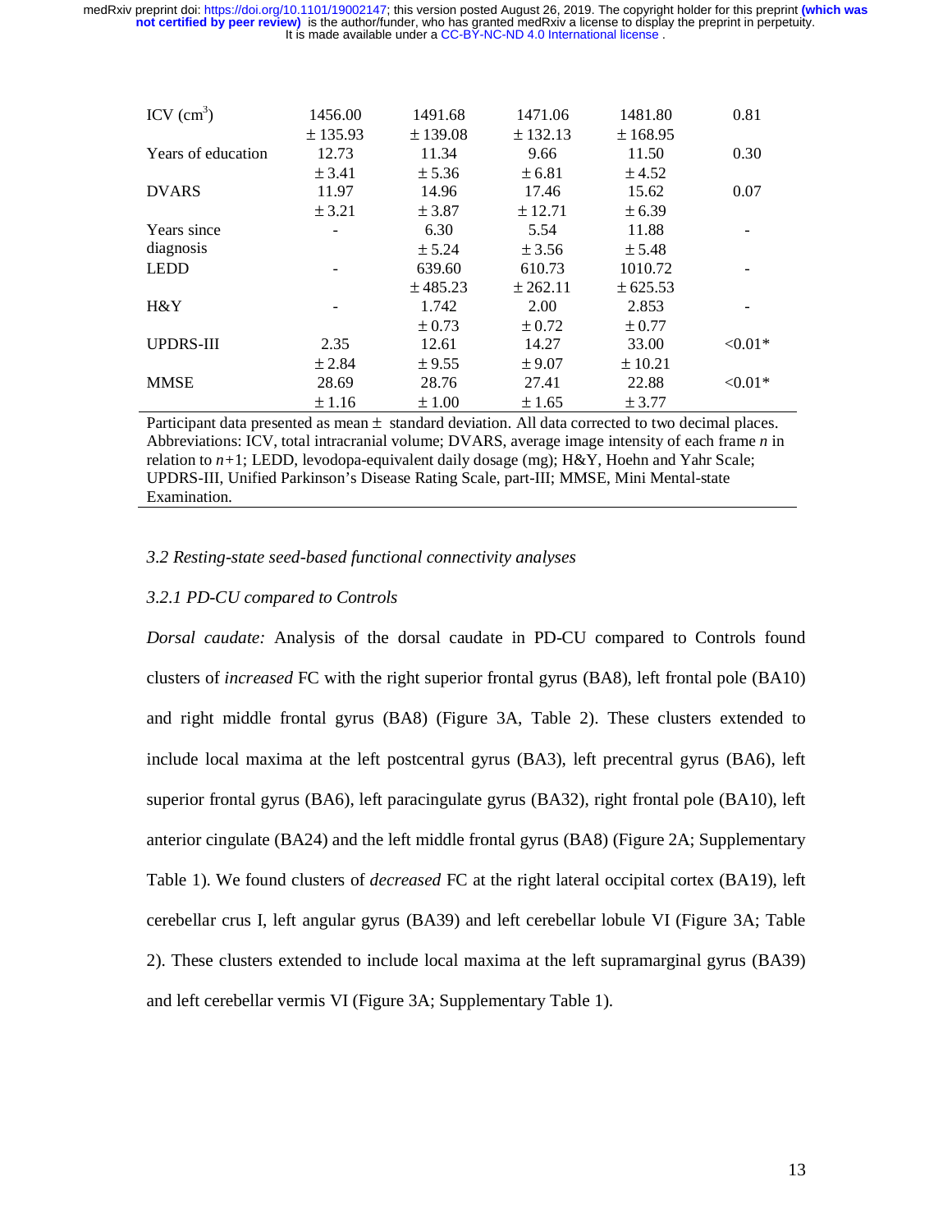| | | | | | |
|---|---|---|---|---|---|
| ICV ($cm^3$) | 1456.00 ± 135.93 | 1491.68 ± 139.08 | 1471.06 ± 132.13 | 1481.80 ± 168.95 | 0.81 |
| Years of education | 12.73 ± 3.41 | 11.34 ± 5.36 | 9.66 ± 6.81 | 11.50 ± 4.52 | 0.30 |
| DVARS | 11.97 ± 3.21 | 14.96 ± 3.87 | 17.46 ± 12.71 | 15.62 ± 6.39 | 0.07 |
| Years since diagnosis | - | 6.30 ± 5.24 | 5.54 ± 3.56 | 11.88 ± 5.48 | - |
| LEDD | - | 639.60 ± 485.23 | 610.73 ± 262.11 | 1010.72 ± 625.53 | - |
| H&Y | - | 1.742 ± 0.73 | 2.00 ± 0.72 | 2.853 ± 0.77 | - |
| UPDRS-III | 2.35 ± 2.84 | 12.61 ± 9.55 | 14.27 ± 9.07 | 33.00 ± 10.21 | <0.01* |
| MMSE | 28.69 ± 1.16 | 28.76 ± 1.00 | 27.41 ± 1.65 | 22.88 ± 3.77 | <0.01* |

Participant data presented as mean ± standard deviation. All data corrected to two decimal places. Abbreviations: ICV, total intracranial volume; DVARS, average image intensity of each frame *n* in relation to *n*+1; LEDD, levodopa-equivalent daily dosage (mg); H&Y, Hoehn and Yahr Scale; UPDRS-III, Unified Parkinson's Disease Rating Scale, part-III; MMSE, Mini Mental-state Examination.

### *3.2 Resting-state seed-based functional connectivity analyses*

#### *3.2.1 PD-CU compared to Controls*

*Dorsal caudate:* Analysis of the dorsal caudate in PD-CU compared to Controls found clusters of *increased* FC with the right superior frontal gyrus (BA8), left frontal pole (BA10) and right middle frontal gyrus (BA8) (Figure 3A, Table 2). These clusters extended to include local maxima at the left postcentral gyrus (BA3), left precentral gyrus (BA6), left superior frontal gyrus (BA6), left paracingulate gyrus (BA32), right frontal pole (BA10), left anterior cingulate (BA24) and the left middle frontal gyrus (BA8) (Figure 2A; Supplementary Table 1). We found clusters of *decreased* FC at the right lateral occipital cortex (BA19), left cerebellar crus I, left angular gyrus (BA39) and left cerebellar lobule VI (Figure 3A; Table 2). These clusters extended to include local maxima at the left supramarginal gyrus (BA39) and left cerebellar vermis VI (Figure 3A; Supplementary Table 1).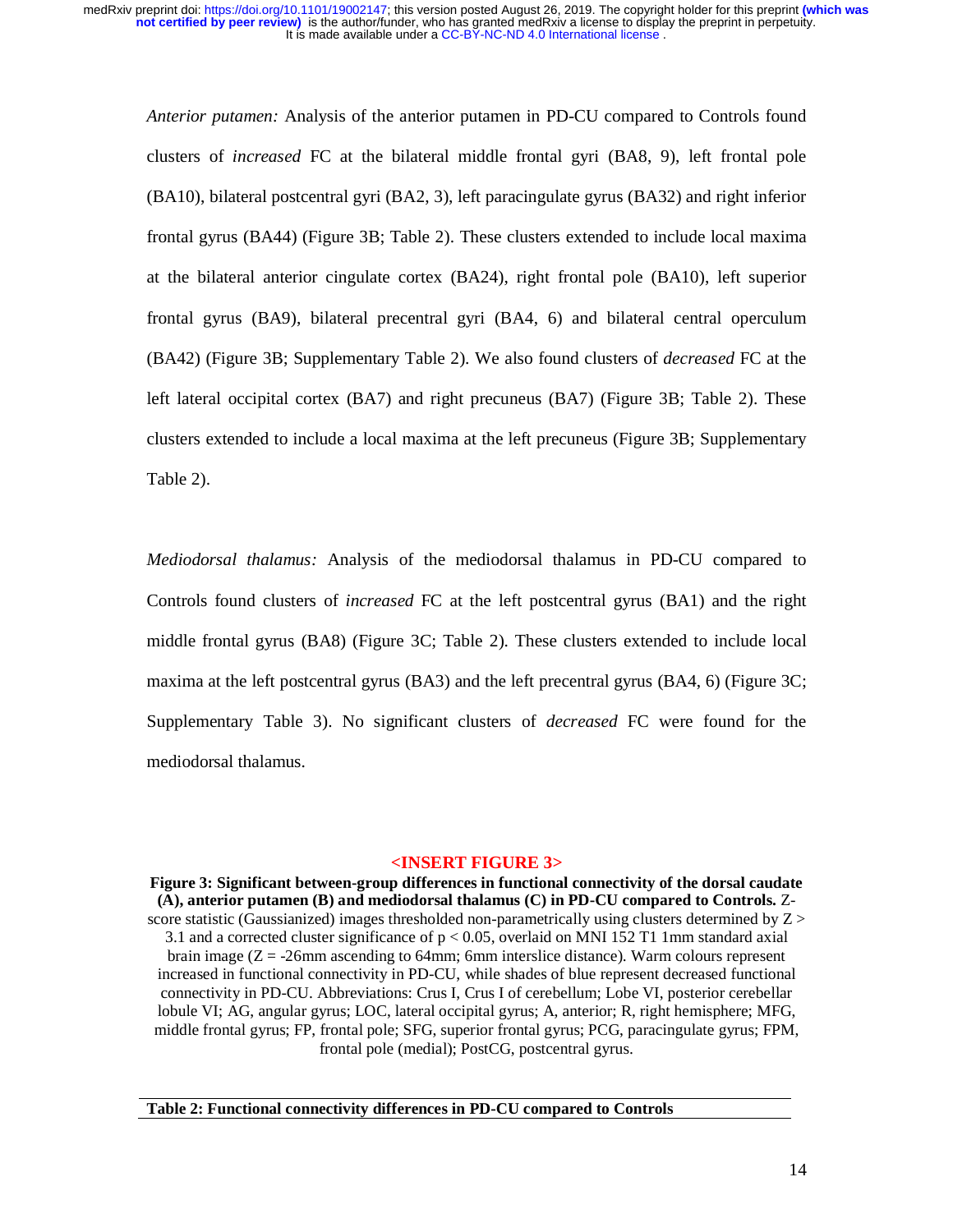*Anterior putamen:* Analysis of the anterior putamen in PD-CU compared to Controls found clusters of *increased* FC at the bilateral middle frontal gyri (BA8, 9), left frontal pole (BA10), bilateral postcentral gyri (BA2, 3), left paracingulate gyrus (BA32) and right inferior frontal gyrus (BA44) (Figure 3B; Table 2). These clusters extended to include local maxima at the bilateral anterior cingulate cortex (BA24), right frontal pole (BA10), left superior frontal gyrus (BA9), bilateral precentral gyri (BA4, 6) and bilateral central operculum (BA42) (Figure 3B; Supplementary Table 2). We also found clusters of *decreased* FC at the left lateral occipital cortex (BA7) and right precuneus (BA7) (Figure 3B; Table 2). These clusters extended to include a local maxima at the left precuneus (Figure 3B; Supplementary Table 2).

*Mediodorsal thalamus:* Analysis of the mediodorsal thalamus in PD-CU compared to Controls found clusters of *increased* FC at the left postcentral gyrus (BA1) and the right middle frontal gyrus (BA8) (Figure 3C; Table 2). These clusters extended to include local maxima at the left postcentral gyrus (BA3) and the left precentral gyrus (BA4, 6) (Figure 3C; Supplementary Table 3). No significant clusters of *decreased* FC were found for the mediodorsal thalamus.

<INSERT FIGURE 3>

**Figure 3: Significant between-group differences in functional connectivity of the dorsal caudate (A), anterior putamen (B) and mediodorsal thalamus (C) in PD-CU compared to Controls.** Z-score statistic (Gaussianized) images thresholded non-parametrically using clusters determined by $Z > 3.1$ and a corrected cluster significance of $p < 0.05$, overlaid on MNI 152 T1 1mm standard axial brain image (Z = -26mm ascending to 64mm; 6mm interslice distance). Warm colours represent increased in functional connectivity in PD-CU, while shades of blue represent decreased functional connectivity in PD-CU. Abbreviations: Crus I, Crus I of cerebellum; Lobe VI, posterior cerebellar lobule VI; AG, angular gyrus; LOC, lateral occipital gyrus; A, anterior; R, right hemisphere; MFG, middle frontal gyrus; FP, frontal pole; SFG, superior frontal gyrus; PCG, paracingulate gyrus; FPM, frontal pole (medial); PostCG, postcentral gyrus.

**Table 2: Functional connectivity differences in PD-CU compared to Controls**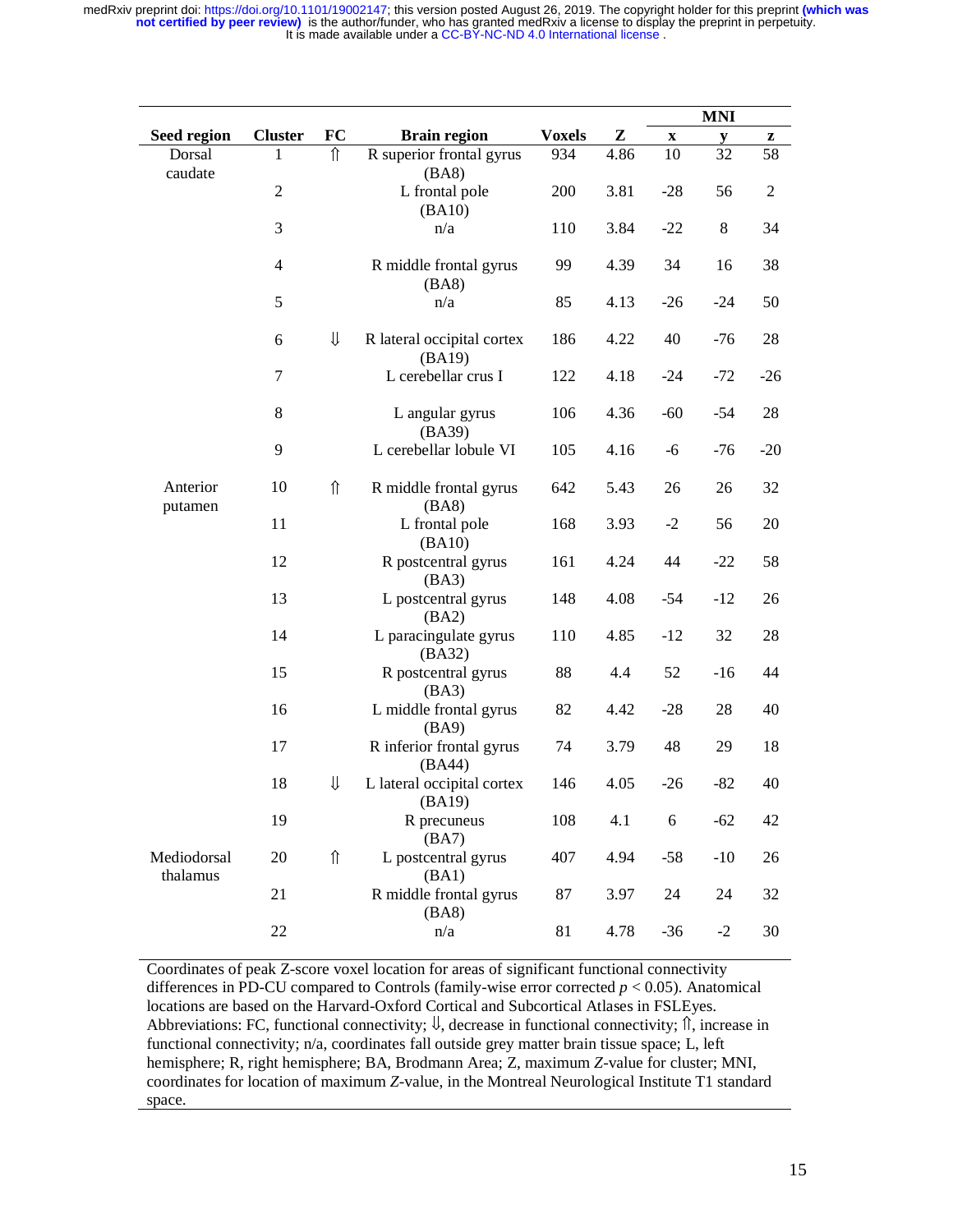| Seed region | Cluster | FC | Brain region | Voxels | Z | MNI | | |
|---|---|---|---|---|---|---|---|---|
| | | | | | | x | y | z |
| Dorsal caudate | 1 | ⇑ | R superior frontal gyrus (BA8) | 934 | 4.86 | 10 | 32 | 58 |
| | 2 | | L frontal pole (BA10) | 200 | 3.81 | -28 | 56 | 2 |
| | 3 | | n/a | 110 | 3.84 | -22 | 8 | 34 |
| | 4 | | R middle frontal gyrus (BA8) | 99 | 4.39 | 34 | 16 | 38 |
| | 5 | | n/a | 85 | 4.13 | -26 | -24 | 50 |
| | 6 | ⇓ | R lateral occipital cortex (BA19) | 186 | 4.22 | 40 | -76 | 28 |
| | 7 | | L cerebellar crus I | 122 | 4.18 | -24 | -72 | -26 |
| | 8 | | L angular gyrus (BA39) | 106 | 4.36 | -60 | -54 | 28 |
| | 9 | | L cerebellar lobule VI | 105 | 4.16 | -6 | -76 | -20 |
| Anterior putamen | 10 | ⇑ | R middle frontal gyrus (BA8) | 642 | 5.43 | 26 | 26 | 32 |
| | 11 | | L frontal pole (BA10) | 168 | 3.93 | -2 | 56 | 20 |
| | 12 | | R postcentral gyrus (BA3) | 161 | 4.24 | 44 | -22 | 58 |
| | 13 | | L postcentral gyrus (BA2) | 148 | 4.08 | -54 | -12 | 26 |
| | 14 | | L paracingulate gyrus (BA32) | 110 | 4.85 | -12 | 32 | 28 |
| | 15 | | R postcentral gyrus (BA3) | 88 | 4.4 | 52 | -16 | 44 |
| | 16 | | L middle frontal gyrus (BA9) | 82 | 4.42 | -28 | 28 | 40 |
| | 17 | | R inferior frontal gyrus (BA44) | 74 | 3.79 | 48 | 29 | 18 |
| | 18 | ⇓ | L lateral occipital cortex (BA19) | 146 | 4.05 | -26 | -82 | 40 |
| | 19 | | R precuneus (BA7) | 108 | 4.1 | 6 | -62 | 42 |
| Mediodorsal thalamus | 20 | ⇑ | L postcentral gyrus (BA1) | 407 | 4.94 | -58 | -10 | 26 |
| | 21 | | R middle frontal gyrus (BA8) | 87 | 3.97 | 24 | 24 | 32 |
| | 22 | | n/a | 81 | 4.78 | -36 | -2 | 30 |

Coordinates of peak Z-score voxel location for areas of significant functional connectivity differences in PD-CU compared to Controls (family-wise error corrected $p < 0.05$). Anatomical locations are based on the Harvard-Oxford Cortical and Subcortical Atlases in FSLEyes. Abbreviations: FC, functional connectivity; ⇓, decrease in functional connectivity; ⇑, increase in functional connectivity; n/a, coordinates fall outside grey matter brain tissue space; L, left hemisphere; R, right hemisphere; BA, Brodmann Area; Z, maximum *Z*-value for cluster; MNI, coordinates for location of maximum *Z*-value, in the Montreal Neurological Institute T1 standard space.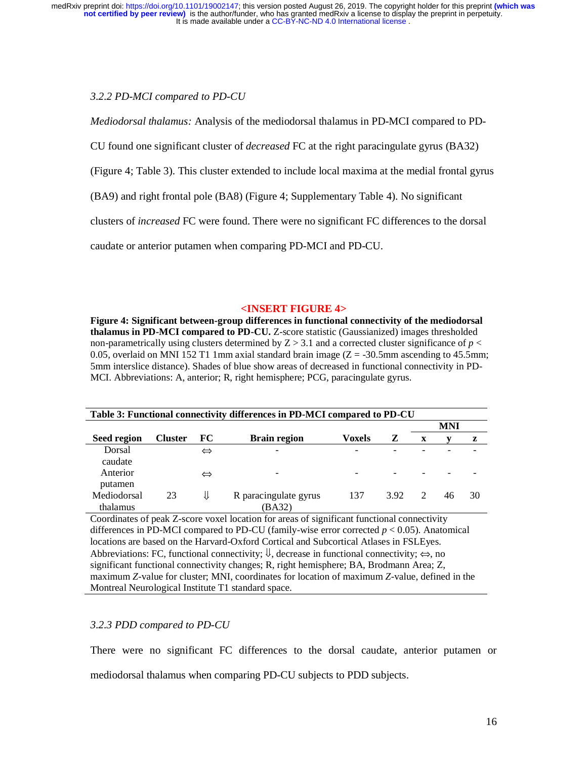### 3.2.2 PD-MCI compared to PD-CU

*Mediodorsal thalamus:* Analysis of the mediodorsal thalamus in PD-MCI compared to PD-CU found one significant cluster of *decreased* FC at the right paracingulate gyrus (BA32) (Figure 4; Table 3). This cluster extended to include local maxima at the medial frontal gyrus (BA9) and right frontal pole (BA8) (Figure 4; Supplementary Table 4). No significant clusters of *increased* FC were found. There were no significant FC differences to the dorsal caudate or anterior putamen when comparing PD-MCI and PD-CU.

<INSERT FIGURE 4>

**Figure 4: Significant between-group differences in functional connectivity of the mediodorsal thalamus in PD-MCI compared to PD-CU.** Z-score statistic (Gaussianized) images thresholded non-parametrically using clusters determined by $Z > 3.1$ and a corrected cluster significance of $p < 0.05$, overlaid on MNI 152 T1 1mm axial standard brain image (Z = -30.5mm ascending to 45.5mm; 5mm interslice distance). Shades of blue show areas of decreased in functional connectivity in PD-MCI. Abbreviations: A, anterior; R, right hemisphere; PCG, paracingulate gyrus.

**Table 3: Functional connectivity differences in PD-MCI compared to PD-CU**

| Seed region | Cluster | FC | Brain region | Voxels | Z | MNI x | MNI y | MNI z |
|---|---|---|---|---|---|---|---|---|
| Dorsal caudate | | ⇔ | - | - | - | - | - | - |
| Anterior putamen | | ⇔ | - | - | - | - | - | - |
| Mediodorsal thalamus | 23 | ⇓ | R paracingulate gyrus (BA32) | 137 | 3.92 | 2 | 46 | 30 |

Coordinates of peak Z-score voxel location for areas of significant functional connectivity differences in PD-MCI compared to PD-CU (family-wise error corrected $p < 0.05$). Anatomical locations are based on the Harvard-Oxford Cortical and Subcortical Atlases in FSLEyes. Abbreviations: FC, functional connectivity; ⇓, decrease in functional connectivity; ⇔, no significant functional connectivity changes; R, right hemisphere; BA, Brodmann Area; Z, maximum *Z*-value for cluster; MNI, coordinates for location of maximum *Z*-value, defined in the Montreal Neurological Institute T1 standard space.

### 3.2.3 PDD compared to PD-CU

There were no significant FC differences to the dorsal caudate, anterior putamen or mediodorsal thalamus when comparing PD-CU subjects to PDD subjects.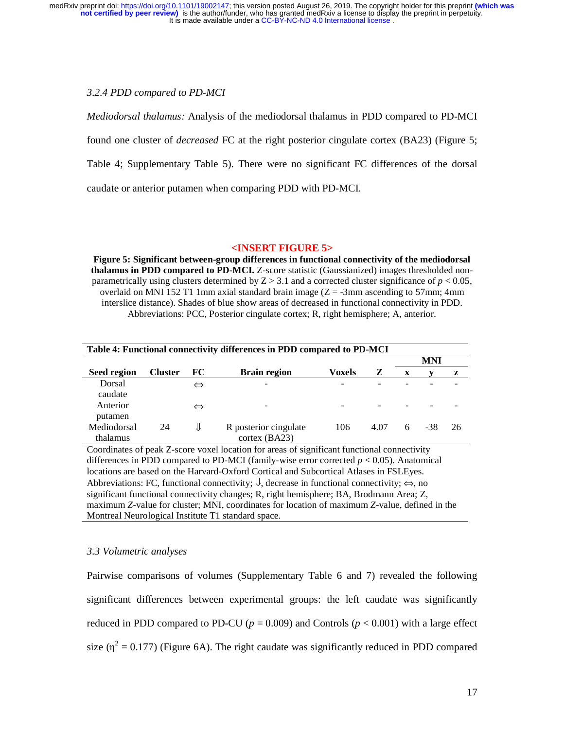### *3.2.4 PDD compared to PD-MCI*

*Mediodorsal thalamus:* Analysis of the mediodorsal thalamus in PDD compared to PD-MCI found one cluster of *decreased* FC at the right posterior cingulate cortex (BA23) (Figure 5; Table 4; Supplementary Table 5). There were no significant FC differences of the dorsal caudate or anterior putamen when comparing PDD with PD-MCI.

**<INSERT FIGURE 5>**

**Figure 5: Significant between-group differences in functional connectivity of the mediodorsal thalamus in PDD compared to PD-MCI.** Z-score statistic (Gaussianized) images thresholded non-parametrically using clusters determined by Z > 3.1 and a corrected cluster significance of $p < 0.05$, overlaid on MNI 152 T1 1mm axial standard brain image (Z = -3mm ascending to 57mm; 4mm interslice distance). Shades of blue show areas of decreased in functional connectivity in PDD. Abbreviations: PCC, Posterior cingulate cortex; R, right hemisphere; A, anterior.

**Table 4: Functional connectivity differences in PDD compared to PD-MCI**

| Seed region | Cluster | FC | Brain region | Voxels | Z | MNI x | MNI y | MNI z |
|---|---|---|---|---|---|---|---|---|
| Dorsal caudate | | ⇔ | - | - | - | - | - | - |
| Anterior putamen | | ⇔ | - | - | - | - | - | - |
| Mediodorsal thalamus | 24 | ⇓ | R posterior cingulate cortex (BA23) | 106 | 4.07 | 6 | -38 | 26 |

Coordinates of peak Z-score voxel location for areas of significant functional connectivity differences in PDD compared to PD-MCI (family-wise error corrected $p < 0.05$). Anatomical locations are based on the Harvard-Oxford Cortical and Subcortical Atlases in FSLEyes. Abbreviations: FC, functional connectivity; ⇓, decrease in functional connectivity; ⇔, no significant functional connectivity changes; R, right hemisphere; BA, Brodmann Area; Z, maximum *Z*-value for cluster; MNI, coordinates for location of maximum *Z*-value, defined in the Montreal Neurological Institute T1 standard space.

### *3.3 Volumetric analyses*

Pairwise comparisons of volumes (Supplementary Table 6 and 7) revealed the following significant differences between experimental groups: the left caudate was significantly reduced in PDD compared to PD-CU ($p = 0.009$) and Controls ($p < 0.001$) with a large effect size ($\eta^2 = 0.177$) (Figure 6A). The right caudate was significantly reduced in PDD compared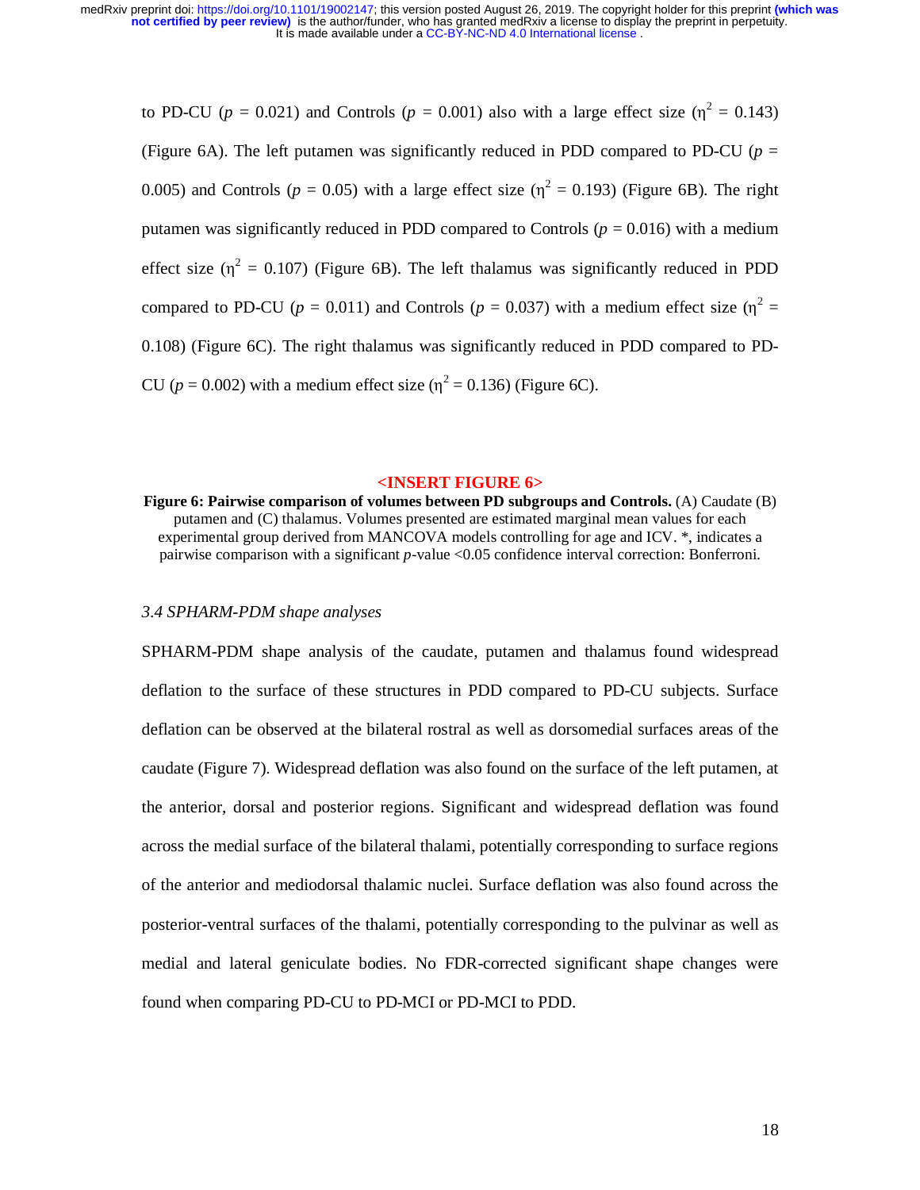to PD-CU ($p$ = 0.021) and Controls ($p$ = 0.001) also with a large effect size ($\eta^2$ = 0.143) (Figure 6A). The left putamen was significantly reduced in PDD compared to PD-CU ($p$ = 0.005) and Controls ($p$ = 0.05) with a large effect size ($\eta^2$ = 0.193) (Figure 6B). The right putamen was significantly reduced in PDD compared to Controls ($p$ = 0.016) with a medium effect size ($\eta^2$ = 0.107) (Figure 6B). The left thalamus was significantly reduced in PDD compared to PD-CU ($p$ = 0.011) and Controls ($p$ = 0.037) with a medium effect size ($\eta^2$ = 0.108) (Figure 6C). The right thalamus was significantly reduced in PDD compared to PD-CU ($p$ = 0.002) with a medium effect size ($\eta^2$ = 0.136) (Figure 6C).

<INSERT FIGURE 6>

**Figure 6: Pairwise comparison of volumes between PD subgroups and Controls.** (A) Caudate (B) putamen and (C) thalamus. Volumes presented are estimated marginal mean values for each experimental group derived from MANCOVA models controlling for age and ICV. *, indicates a pairwise comparison with a significant $p$-value <0.05 confidence interval correction: Bonferroni.

### *3.4 SPHARM-PDM shape analyses*

SPHARM-PDM shape analysis of the caudate, putamen and thalamus found widespread deflation to the surface of these structures in PDD compared to PD-CU subjects. Surface deflation can be observed at the bilateral rostral as well as dorsomedial surfaces areas of the caudate (Figure 7). Widespread deflation was also found on the surface of the left putamen, at the anterior, dorsal and posterior regions. Significant and widespread deflation was found across the medial surface of the bilateral thalami, potentially corresponding to surface regions of the anterior and mediodorsal thalamic nuclei. Surface deflation was also found across the posterior-ventral surfaces of the thalami, potentially corresponding to the pulvinar as well as medial and lateral geniculate bodies. No FDR-corrected significant shape changes were found when comparing PD-CU to PD-MCI or PD-MCI to PDD.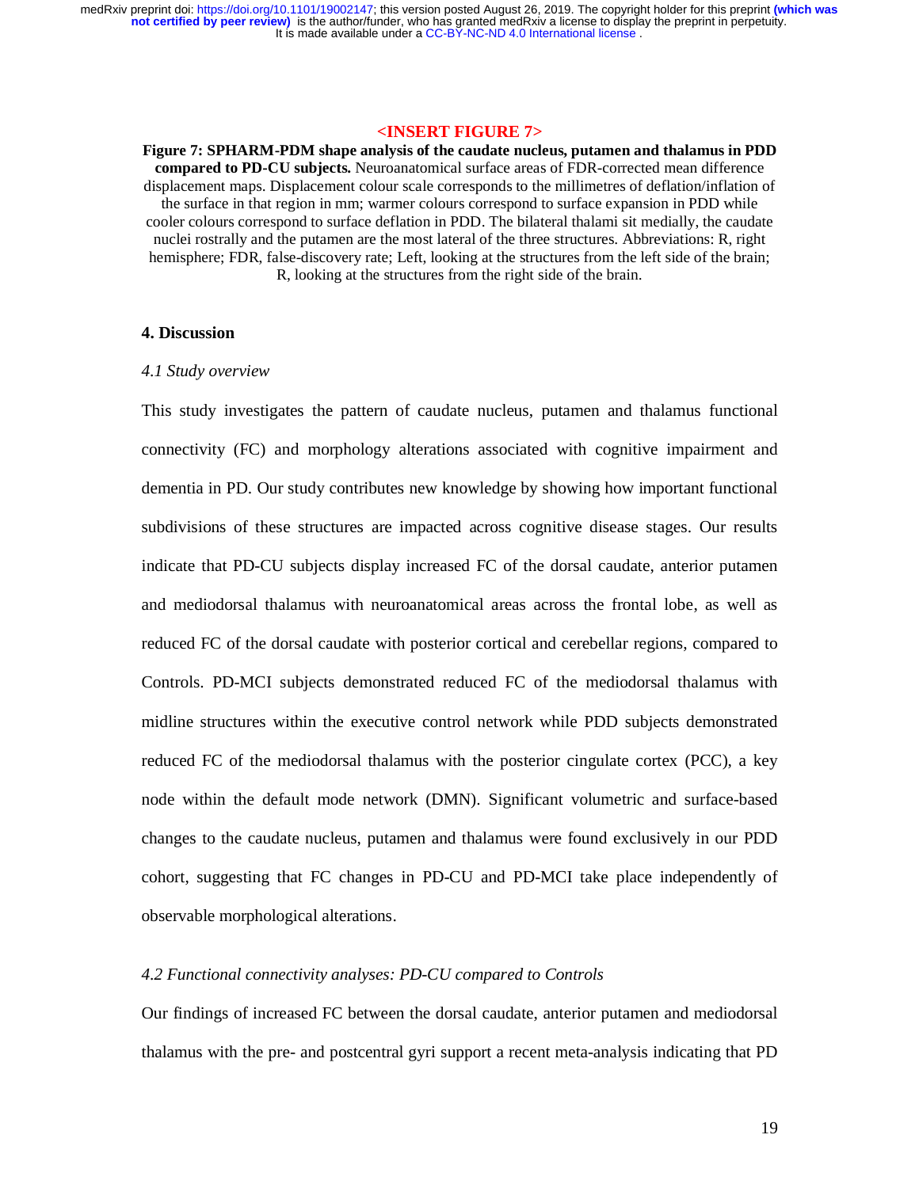<INSERT FIGURE 7>

**Figure 7: SPHARM-PDM shape analysis of the caudate nucleus, putamen and thalamus in PDD compared to PD-CU subjects.** Neuroanatomical surface areas of FDR-corrected mean difference displacement maps. Displacement colour scale corresponds to the millimetres of deflation/inflation of the surface in that region in mm; warmer colours correspond to surface expansion in PDD while cooler colours correspond to surface deflation in PDD. The bilateral thalami sit medially, the caudate nuclei rostrally and the putamen are the most lateral of the three structures. Abbreviations: R, right hemisphere; FDR, false-discovery rate; Left, looking at the structures from the left side of the brain; R, looking at the structures from the right side of the brain.

## 4. Discussion

### *4.1 Study overview*

This study investigates the pattern of caudate nucleus, putamen and thalamus functional connectivity (FC) and morphology alterations associated with cognitive impairment and dementia in PD. Our study contributes new knowledge by showing how important functional subdivisions of these structures are impacted across cognitive disease stages. Our results indicate that PD-CU subjects display increased FC of the dorsal caudate, anterior putamen and mediodorsal thalamus with neuroanatomical areas across the frontal lobe, as well as reduced FC of the dorsal caudate with posterior cortical and cerebellar regions, compared to Controls. PD-MCI subjects demonstrated reduced FC of the mediodorsal thalamus with midline structures within the executive control network while PDD subjects demonstrated reduced FC of the mediodorsal thalamus with the posterior cingulate cortex (PCC), a key node within the default mode network (DMN). Significant volumetric and surface-based changes to the caudate nucleus, putamen and thalamus were found exclusively in our PDD cohort, suggesting that FC changes in PD-CU and PD-MCI take place independently of observable morphological alterations.

### *4.2 Functional connectivity analyses: PD-CU compared to Controls*

Our findings of increased FC between the dorsal caudate, anterior putamen and mediodorsal thalamus with the pre- and postcentral gyri support a recent meta-analysis indicating that PD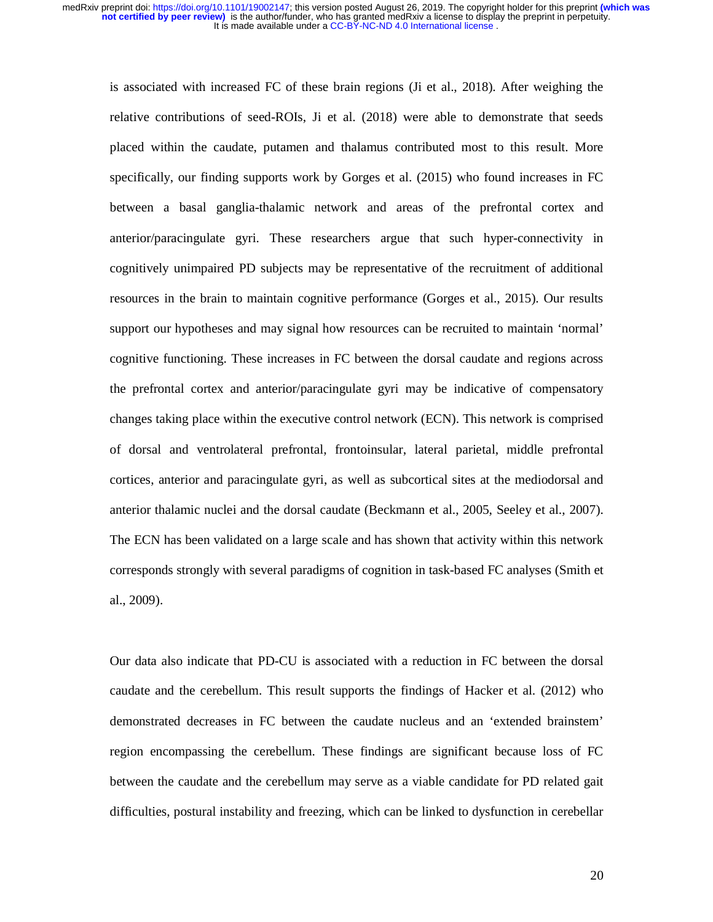is associated with increased FC of these brain regions (Ji et al., 2018). After weighing the relative contributions of seed-ROIs, Ji et al. (2018) were able to demonstrate that seeds placed within the caudate, putamen and thalamus contributed most to this result. More specifically, our finding supports work by Gorges et al. (2015) who found increases in FC between a basal ganglia-thalamic network and areas of the prefrontal cortex and anterior/paracingulate gyri. These researchers argue that such hyper-connectivity in cognitively unimpaired PD subjects may be representative of the recruitment of additional resources in the brain to maintain cognitive performance (Gorges et al., 2015). Our results support our hypotheses and may signal how resources can be recruited to maintain 'normal' cognitive functioning. These increases in FC between the dorsal caudate and regions across the prefrontal cortex and anterior/paracingulate gyri may be indicative of compensatory changes taking place within the executive control network (ECN). This network is comprised of dorsal and ventrolateral prefrontal, frontoinsular, lateral parietal, middle prefrontal cortices, anterior and paracingulate gyri, as well as subcortical sites at the mediodorsal and anterior thalamic nuclei and the dorsal caudate (Beckmann et al., 2005, Seeley et al., 2007). The ECN has been validated on a large scale and has shown that activity within this network corresponds strongly with several paradigms of cognition in task-based FC analyses (Smith et al., 2009).

Our data also indicate that PD-CU is associated with a reduction in FC between the dorsal caudate and the cerebellum. This result supports the findings of Hacker et al. (2012) who demonstrated decreases in FC between the caudate nucleus and an 'extended brainstem' region encompassing the cerebellum. These findings are significant because loss of FC between the caudate and the cerebellum may serve as a viable candidate for PD related gait difficulties, postural instability and freezing, which can be linked to dysfunction in cerebellar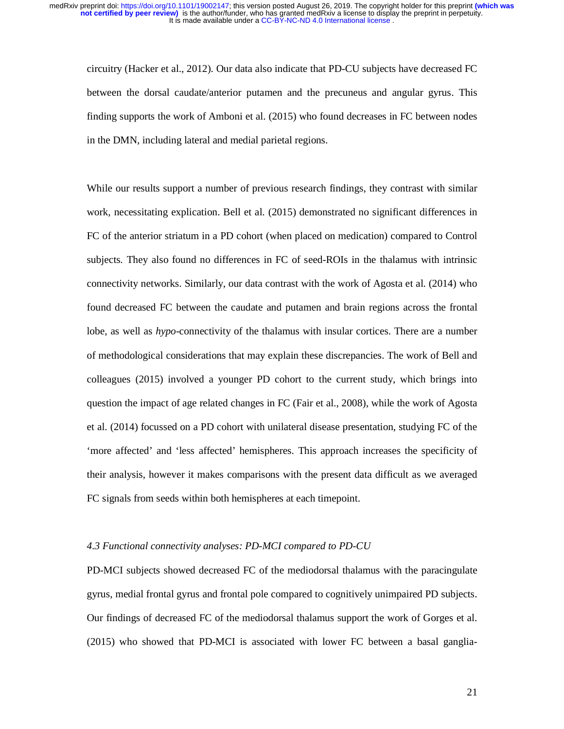circuitry (Hacker et al., 2012). Our data also indicate that PD-CU subjects have decreased FC between the dorsal caudate/anterior putamen and the precuneus and angular gyrus. This finding supports the work of Amboni et al. (2015) who found decreases in FC between nodes in the DMN, including lateral and medial parietal regions.

While our results support a number of previous research findings, they contrast with similar work, necessitating explication. Bell et al. (2015) demonstrated no significant differences in FC of the anterior striatum in a PD cohort (when placed on medication) compared to Control subjects. They also found no differences in FC of seed-ROIs in the thalamus with intrinsic connectivity networks. Similarly, our data contrast with the work of Agosta et al. (2014) who found decreased FC between the caudate and putamen and brain regions across the frontal lobe, as well as *hypo*-connectivity of the thalamus with insular cortices. There are a number of methodological considerations that may explain these discrepancies. The work of Bell and colleagues (2015) involved a younger PD cohort to the current study, which brings into question the impact of age related changes in FC (Fair et al., 2008), while the work of Agosta et al. (2014) focussed on a PD cohort with unilateral disease presentation, studying FC of the 'more affected' and 'less affected' hemispheres. This approach increases the specificity of their analysis, however it makes comparisons with the present data difficult as we averaged FC signals from seeds within both hemispheres at each timepoint.

### *4.3 Functional connectivity analyses: PD-MCI compared to PD-CU*

PD-MCI subjects showed decreased FC of the mediodorsal thalamus with the paracingulate gyrus, medial frontal gyrus and frontal pole compared to cognitively unimpaired PD subjects. Our findings of decreased FC of the mediodorsal thalamus support the work of Gorges et al. (2015) who showed that PD-MCI is associated with lower FC between a basal ganglia-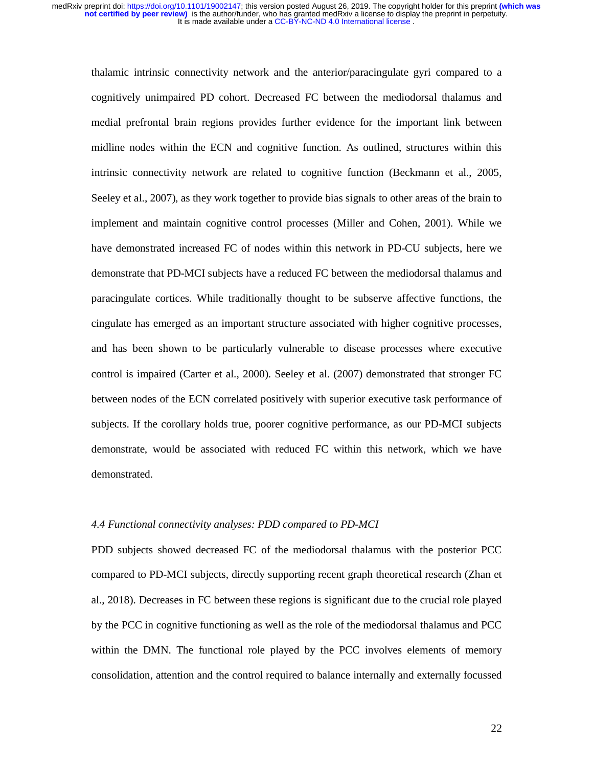thalamic intrinsic connectivity network and the anterior/paracingulate gyri compared to a cognitively unimpaired PD cohort. Decreased FC between the mediodorsal thalamus and medial prefrontal brain regions provides further evidence for the important link between midline nodes within the ECN and cognitive function. As outlined, structures within this intrinsic connectivity network are related to cognitive function (Beckmann et al., 2005, Seeley et al., 2007), as they work together to provide bias signals to other areas of the brain to implement and maintain cognitive control processes (Miller and Cohen, 2001). While we have demonstrated increased FC of nodes within this network in PD-CU subjects, here we demonstrate that PD-MCI subjects have a reduced FC between the mediodorsal thalamus and paracingulate cortices. While traditionally thought to be subserve affective functions, the cingulate has emerged as an important structure associated with higher cognitive processes, and has been shown to be particularly vulnerable to disease processes where executive control is impaired (Carter et al., 2000). Seeley et al. (2007) demonstrated that stronger FC between nodes of the ECN correlated positively with superior executive task performance of subjects. If the corollary holds true, poorer cognitive performance, as our PD-MCI subjects demonstrate, would be associated with reduced FC within this network, which we have demonstrated.

### *4.4 Functional connectivity analyses: PDD compared to PD-MCI*

PDD subjects showed decreased FC of the mediodorsal thalamus with the posterior PCC compared to PD-MCI subjects, directly supporting recent graph theoretical research (Zhan et al., 2018). Decreases in FC between these regions is significant due to the crucial role played by the PCC in cognitive functioning as well as the role of the mediodorsal thalamus and PCC within the DMN. The functional role played by the PCC involves elements of memory consolidation, attention and the control required to balance internally and externally focussed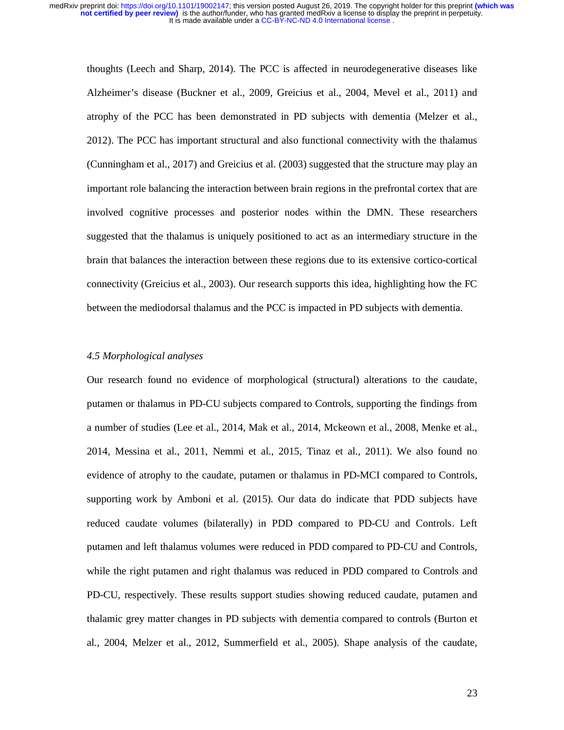thoughts (Leech and Sharp, 2014). The PCC is affected in neurodegenerative diseases like Alzheimer's disease (Buckner et al., 2009, Greicius et al., 2004, Mevel et al., 2011) and atrophy of the PCC has been demonstrated in PD subjects with dementia (Melzer et al., 2012). The PCC has important structural and also functional connectivity with the thalamus (Cunningham et al., 2017) and Greicius et al. (2003) suggested that the structure may play an important role balancing the interaction between brain regions in the prefrontal cortex that are involved cognitive processes and posterior nodes within the DMN. These researchers suggested that the thalamus is uniquely positioned to act as an intermediary structure in the brain that balances the interaction between these regions due to its extensive cortico-cortical connectivity (Greicius et al., 2003). Our research supports this idea, highlighting how the FC between the mediodorsal thalamus and the PCC is impacted in PD subjects with dementia.

### *4.5 Morphological analyses*

Our research found no evidence of morphological (structural) alterations to the caudate, putamen or thalamus in PD-CU subjects compared to Controls, supporting the findings from a number of studies (Lee et al., 2014, Mak et al., 2014, Mckeown et al., 2008, Menke et al., 2014, Messina et al., 2011, Nemmi et al., 2015, Tinaz et al., 2011). We also found no evidence of atrophy to the caudate, putamen or thalamus in PD-MCI compared to Controls, supporting work by Amboni et al. (2015). Our data do indicate that PDD subjects have reduced caudate volumes (bilaterally) in PDD compared to PD-CU and Controls. Left putamen and left thalamus volumes were reduced in PDD compared to PD-CU and Controls, while the right putamen and right thalamus was reduced in PDD compared to Controls and PD-CU, respectively. These results support studies showing reduced caudate, putamen and thalamic grey matter changes in PD subjects with dementia compared to controls (Burton et al., 2004, Melzer et al., 2012, Summerfield et al., 2005). Shape analysis of the caudate,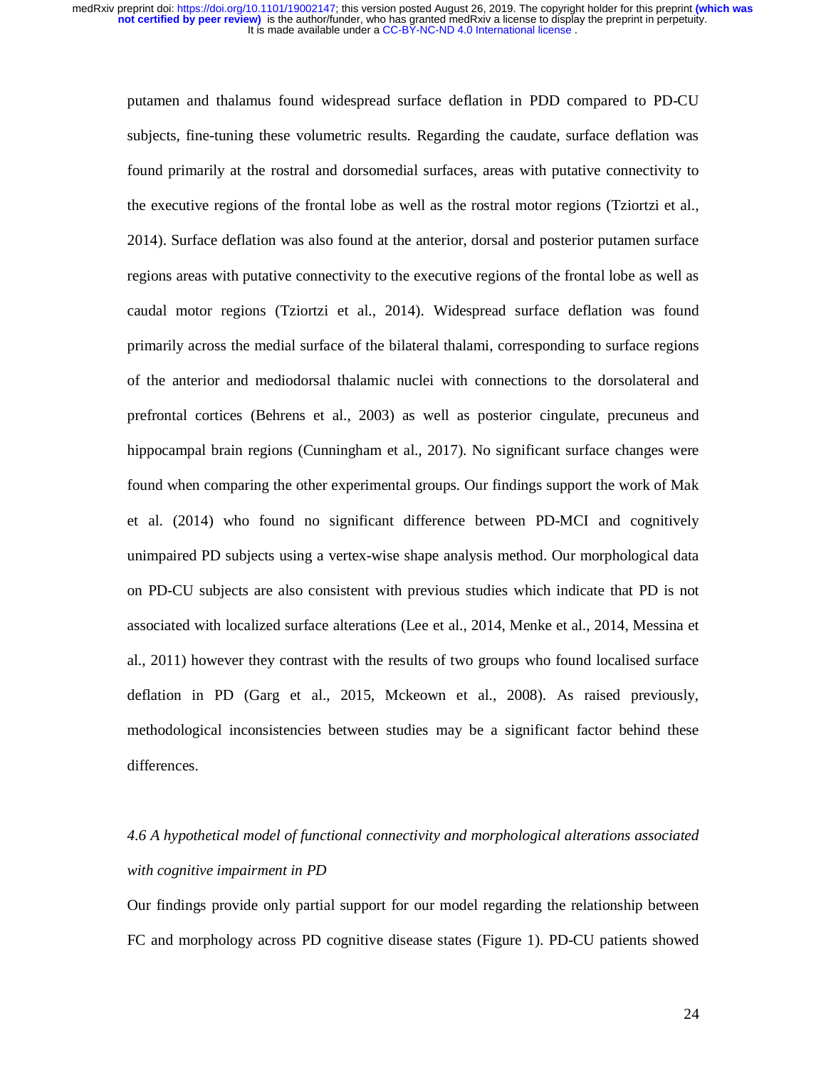putamen and thalamus found widespread surface deflation in PDD compared to PD-CU subjects, fine-tuning these volumetric results. Regarding the caudate, surface deflation was found primarily at the rostral and dorsomedial surfaces, areas with putative connectivity to the executive regions of the frontal lobe as well as the rostral motor regions (Tziortzi et al., 2014). Surface deflation was also found at the anterior, dorsal and posterior putamen surface regions areas with putative connectivity to the executive regions of the frontal lobe as well as caudal motor regions (Tziortzi et al., 2014). Widespread surface deflation was found primarily across the medial surface of the bilateral thalami, corresponding to surface regions of the anterior and mediodorsal thalamic nuclei with connections to the dorsolateral and prefrontal cortices (Behrens et al., 2003) as well as posterior cingulate, precuneus and hippocampal brain regions (Cunningham et al., 2017). No significant surface changes were found when comparing the other experimental groups. Our findings support the work of Mak et al. (2014) who found no significant difference between PD-MCI and cognitively unimpaired PD subjects using a vertex-wise shape analysis method. Our morphological data on PD-CU subjects are also consistent with previous studies which indicate that PD is not associated with localized surface alterations (Lee et al., 2014, Menke et al., 2014, Messina et al., 2011) however they contrast with the results of two groups who found localised surface deflation in PD (Garg et al., 2015, Mckeown et al., 2008). As raised previously, methodological inconsistencies between studies may be a significant factor behind these differences.

### *4.6 A hypothetical model of functional connectivity and morphological alterations associated with cognitive impairment in PD*

Our findings provide only partial support for our model regarding the relationship between FC and morphology across PD cognitive disease states (Figure 1). PD-CU patients showed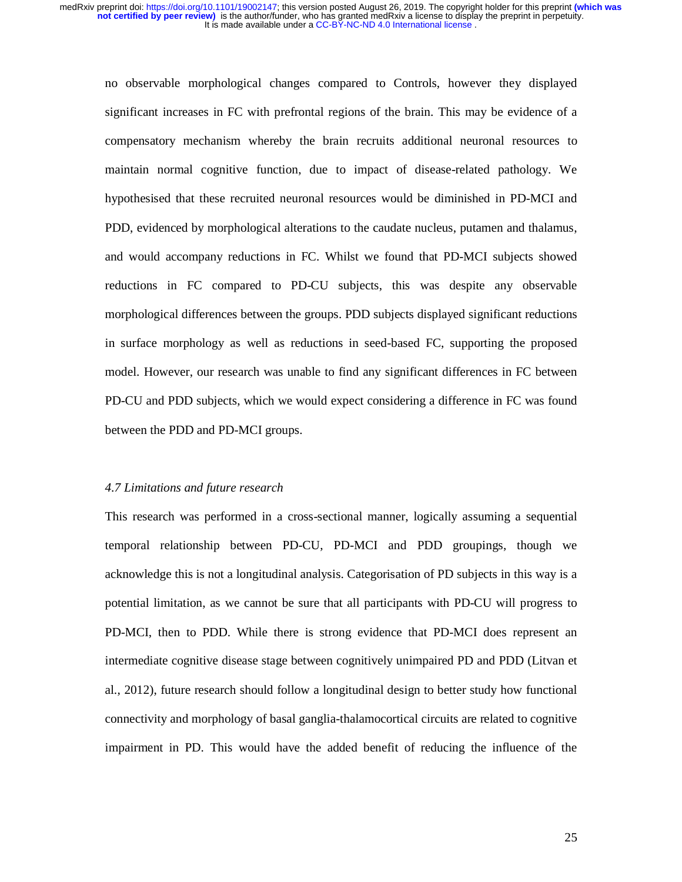no observable morphological changes compared to Controls, however they displayed significant increases in FC with prefrontal regions of the brain. This may be evidence of a compensatory mechanism whereby the brain recruits additional neuronal resources to maintain normal cognitive function, due to impact of disease-related pathology. We hypothesised that these recruited neuronal resources would be diminished in PD-MCI and PDD, evidenced by morphological alterations to the caudate nucleus, putamen and thalamus, and would accompany reductions in FC. Whilst we found that PD-MCI subjects showed reductions in FC compared to PD-CU subjects, this was despite any observable morphological differences between the groups. PDD subjects displayed significant reductions in surface morphology as well as reductions in seed-based FC, supporting the proposed model. However, our research was unable to find any significant differences in FC between PD-CU and PDD subjects, which we would expect considering a difference in FC was found between the PDD and PD-MCI groups.

### *4.7 Limitations and future research*

This research was performed in a cross-sectional manner, logically assuming a sequential temporal relationship between PD-CU, PD-MCI and PDD groupings, though we acknowledge this is not a longitudinal analysis. Categorisation of PD subjects in this way is a potential limitation, as we cannot be sure that all participants with PD-CU will progress to PD-MCI, then to PDD. While there is strong evidence that PD-MCI does represent an intermediate cognitive disease stage between cognitively unimpaired PD and PDD (Litvan et al., 2012), future research should follow a longitudinal design to better study how functional connectivity and morphology of basal ganglia-thalamocortical circuits are related to cognitive impairment in PD. This would have the added benefit of reducing the influence of the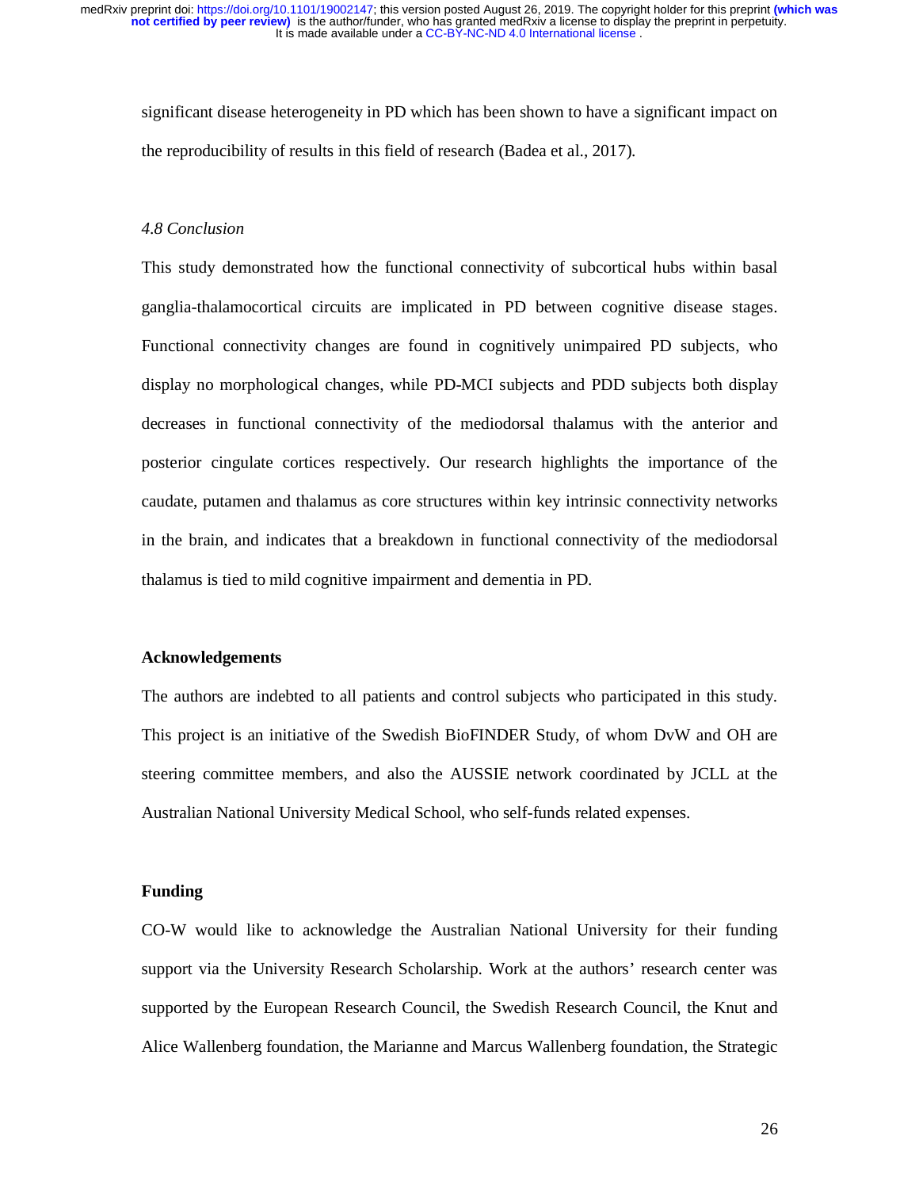significant disease heterogeneity in PD which has been shown to have a significant impact on the reproducibility of results in this field of research (Badea et al., 2017).

### *4.8 Conclusion*

This study demonstrated how the functional connectivity of subcortical hubs within basal ganglia-thalamocortical circuits are implicated in PD between cognitive disease stages. Functional connectivity changes are found in cognitively unimpaired PD subjects, who display no morphological changes, while PD-MCI subjects and PDD subjects both display decreases in functional connectivity of the mediodorsal thalamus with the anterior and posterior cingulate cortices respectively. Our research highlights the importance of the caudate, putamen and thalamus as core structures within key intrinsic connectivity networks in the brain, and indicates that a breakdown in functional connectivity of the mediodorsal thalamus is tied to mild cognitive impairment and dementia in PD.

## Acknowledgements

The authors are indebted to all patients and control subjects who participated in this study. This project is an initiative of the Swedish BioFINDER Study, of whom DvW and OH are steering committee members, and also the AUSSIE network coordinated by JCLL at the Australian National University Medical School, who self-funds related expenses.

## Funding

CO-W would like to acknowledge the Australian National University for their funding support via the University Research Scholarship. Work at the authors' research center was supported by the European Research Council, the Swedish Research Council, the Knut and Alice Wallenberg foundation, the Marianne and Marcus Wallenberg foundation, the Strategic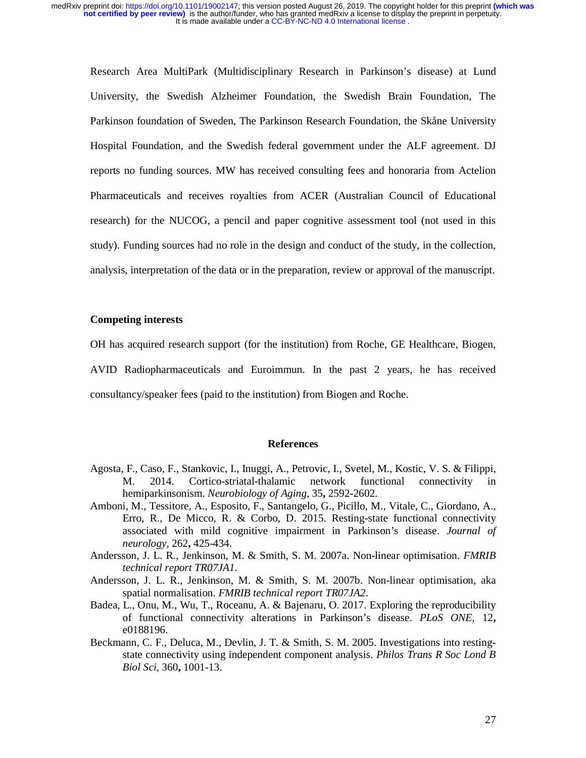Research Area MultiPark (Multidisciplinary Research in Parkinson's disease) at Lund University, the Swedish Alzheimer Foundation, the Swedish Brain Foundation, The Parkinson foundation of Sweden, The Parkinson Research Foundation, the Skåne University Hospital Foundation, and the Swedish federal government under the ALF agreement. DJ reports no funding sources. MW has received consulting fees and honoraria from Actelion Pharmaceuticals and receives royalties from ACER (Australian Council of Educational research) for the NUCOG, a pencil and paper cognitive assessment tool (not used in this study). Funding sources had no role in the design and conduct of the study, in the collection, analysis, interpretation of the data or in the preparation, review or approval of the manuscript.

### Competing interests

OH has acquired research support (for the institution) from Roche, GE Healthcare, Biogen, AVID Radiopharmaceuticals and Euroimmun. In the past 2 years, he has received consultancy/speaker fees (paid to the institution) from Biogen and Roche.

## References

Agosta, F., Caso, F., Stankovic, I., Inuggi, A., Petrovic, I., Svetel, M., Kostic, V. S. & Filippi, M. 2014. Cortico-striatal-thalamic network functional connectivity in hemiparkinsonism. *Neurobiology of Aging,* 35**,** 2592-2602.

Amboni, M., Tessitore, A., Esposito, F., Santangelo, G., Picillo, M., Vitale, C., Giordano, A., Erro, R., De Micco, R. & Corbo, D. 2015. Resting-state functional connectivity associated with mild cognitive impairment in Parkinson's disease. *Journal of neurology,* 262**,** 425-434.

Andersson, J. L. R., Jenkinson, M. & Smith, S. M. 2007a. Non-linear optimisation. *FMRIB technical report TR07JA1*.

Andersson, J. L. R., Jenkinson, M. & Smith, S. M. 2007b. Non-linear optimisation, aka spatial normalisation. *FMRIB technical report TR07JA2*.

Badea, L., Onu, M., Wu, T., Roceanu, A. & Bajenaru, O. 2017. Exploring the reproducibility of functional connectivity alterations in Parkinson's disease. *PLoS ONE,* 12**,** e0188196.

Beckmann, C. F., Deluca, M., Devlin, J. T. & Smith, S. M. 2005. Investigations into resting-state connectivity using independent component analysis. *Philos Trans R Soc Lond B Biol Sci,* 360**,** 1001-13.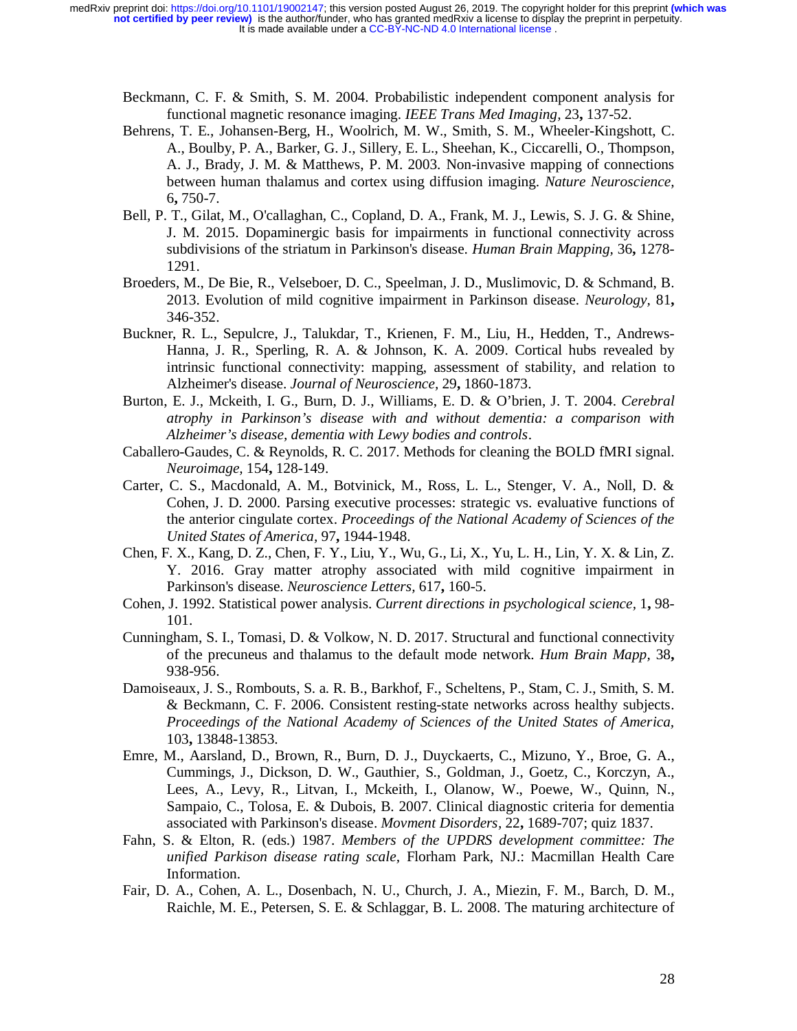Beckmann, C. F. & Smith, S. M. 2004. Probabilistic independent component analysis for functional magnetic resonance imaging. *IEEE Trans Med Imaging,* 23**,** 137-52.

Behrens, T. E., Johansen-Berg, H., Woolrich, M. W., Smith, S. M., Wheeler-Kingshott, C. A., Boulby, P. A., Barker, G. J., Sillery, E. L., Sheehan, K., Ciccarelli, O., Thompson, A. J., Brady, J. M. & Matthews, P. M. 2003. Non-invasive mapping of connections between human thalamus and cortex using diffusion imaging. *Nature Neuroscience,* 6**,** 750-7.

Bell, P. T., Gilat, M., O'callaghan, C., Copland, D. A., Frank, M. J., Lewis, S. J. G. & Shine, J. M. 2015. Dopaminergic basis for impairments in functional connectivity across subdivisions of the striatum in Parkinson's disease. *Human Brain Mapping,* 36**,** 1278-1291.

Broeders, M., De Bie, R., Velseboer, D. C., Speelman, J. D., Muslimovic, D. & Schmand, B. 2013. Evolution of mild cognitive impairment in Parkinson disease. *Neurology,* 81**,** 346-352.

Buckner, R. L., Sepulcre, J., Talukdar, T., Krienen, F. M., Liu, H., Hedden, T., Andrews-Hanna, J. R., Sperling, R. A. & Johnson, K. A. 2009. Cortical hubs revealed by intrinsic functional connectivity: mapping, assessment of stability, and relation to Alzheimer's disease. *Journal of Neuroscience,* 29**,** 1860-1873.

Burton, E. J., Mckeith, I. G., Burn, D. J., Williams, E. D. & O'brien, J. T. 2004. *Cerebral atrophy in Parkinson's disease with and without dementia: a comparison with Alzheimer's disease, dementia with Lewy bodies and controls*.

Caballero-Gaudes, C. & Reynolds, R. C. 2017. Methods for cleaning the BOLD fMRI signal. *Neuroimage,* 154**,** 128-149.

Carter, C. S., Macdonald, A. M., Botvinick, M., Ross, L. L., Stenger, V. A., Noll, D. & Cohen, J. D. 2000. Parsing executive processes: strategic vs. evaluative functions of the anterior cingulate cortex. *Proceedings of the National Academy of Sciences of the United States of America,* 97**,** 1944-1948.

Chen, F. X., Kang, D. Z., Chen, F. Y., Liu, Y., Wu, G., Li, X., Yu, L. H., Lin, Y. X. & Lin, Z. Y. 2016. Gray matter atrophy associated with mild cognitive impairment in Parkinson's disease. *Neuroscience Letters,* 617**,** 160-5.

Cohen, J. 1992. Statistical power analysis. *Current directions in psychological science,* 1**,** 98-101.

Cunningham, S. I., Tomasi, D. & Volkow, N. D. 2017. Structural and functional connectivity of the precuneus and thalamus to the default mode network. *Hum Brain Mapp,* 38**,** 938-956.

Damoiseaux, J. S., Rombouts, S. a. R. B., Barkhof, F., Scheltens, P., Stam, C. J., Smith, S. M. & Beckmann, C. F. 2006. Consistent resting-state networks across healthy subjects. *Proceedings of the National Academy of Sciences of the United States of America,* 103**,** 13848-13853.

Emre, M., Aarsland, D., Brown, R., Burn, D. J., Duyckaerts, C., Mizuno, Y., Broe, G. A., Cummings, J., Dickson, D. W., Gauthier, S., Goldman, J., Goetz, C., Korczyn, A., Lees, A., Levy, R., Litvan, I., Mckeith, I., Olanow, W., Poewe, W., Quinn, N., Sampaio, C., Tolosa, E. & Dubois, B. 2007. Clinical diagnostic criteria for dementia associated with Parkinson's disease. *Movment Disorders,* 22**,** 1689-707; quiz 1837.

Fahn, S. & Elton, R. (eds.) 1987. *Members of the UPDRS development committee: The unified Parkison disease rating scale,* Florham Park, NJ.: Macmillan Health Care Information.

Fair, D. A., Cohen, A. L., Dosenbach, N. U., Church, J. A., Miezin, F. M., Barch, D. M., Raichle, M. E., Petersen, S. E. & Schlaggar, B. L. 2008. The maturing architecture of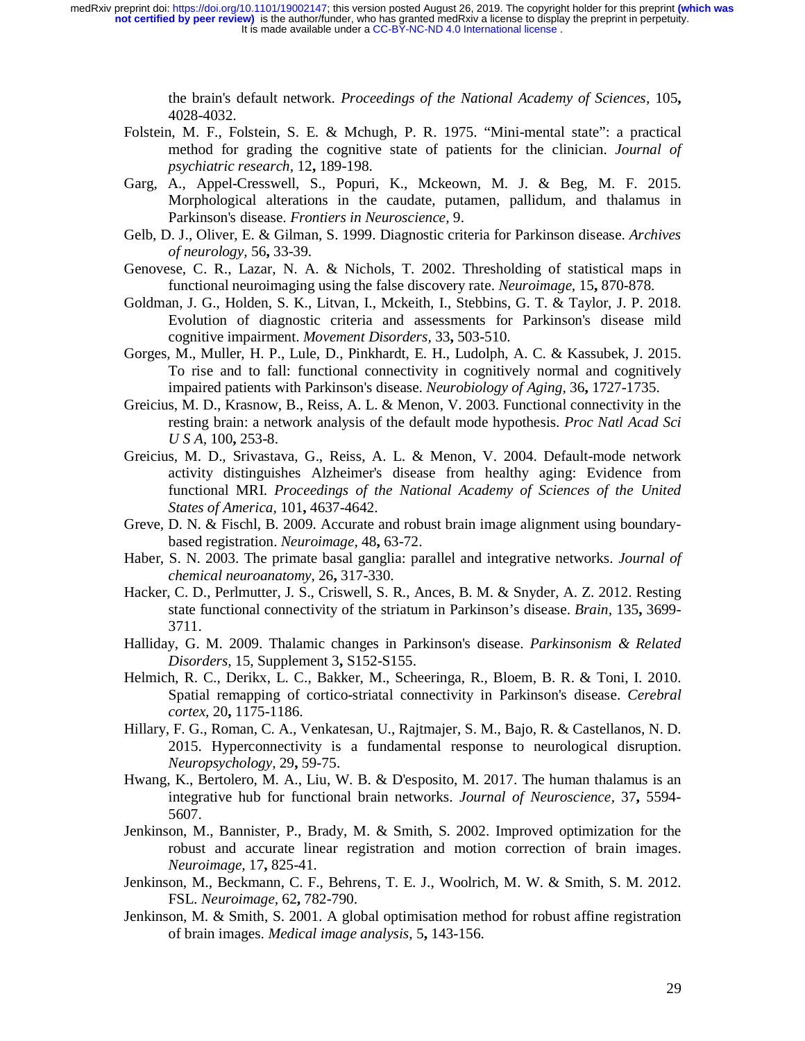the brain's default network. *Proceedings of the National Academy of Sciences*, 105**,** 4028-4032.

Folstein, M. F., Folstein, S. E. & Mchugh, P. R. 1975. "Mini-mental state": a practical method for grading the cognitive state of patients for the clinician. *Journal of psychiatric research,* 12**,** 189-198.

Garg, A., Appel-Cresswell, S., Popuri, K., Mckeown, M. J. & Beg, M. F. 2015. Morphological alterations in the caudate, putamen, pallidum, and thalamus in Parkinson's disease. *Frontiers in Neuroscience,* 9.

Gelb, D. J., Oliver, E. & Gilman, S. 1999. Diagnostic criteria for Parkinson disease. *Archives of neurology,* 56**,** 33-39.

Genovese, C. R., Lazar, N. A. & Nichols, T. 2002. Thresholding of statistical maps in functional neuroimaging using the false discovery rate. *Neuroimage,* 15**,** 870-878.

Goldman, J. G., Holden, S. K., Litvan, I., Mckeith, I., Stebbins, G. T. & Taylor, J. P. 2018. Evolution of diagnostic criteria and assessments for Parkinson's disease mild cognitive impairment. *Movement Disorders,* 33**,** 503-510.

Gorges, M., Muller, H. P., Lule, D., Pinkhardt, E. H., Ludolph, A. C. & Kassubek, J. 2015. To rise and to fall: functional connectivity in cognitively normal and cognitively impaired patients with Parkinson's disease. *Neurobiology of Aging,* 36**,** 1727-1735.

Greicius, M. D., Krasnow, B., Reiss, A. L. & Menon, V. 2003. Functional connectivity in the resting brain: a network analysis of the default mode hypothesis. *Proc Natl Acad Sci U S A,* 100**,** 253-8.

Greicius, M. D., Srivastava, G., Reiss, A. L. & Menon, V. 2004. Default-mode network activity distinguishes Alzheimer's disease from healthy aging: Evidence from functional MRI. *Proceedings of the National Academy of Sciences of the United States of America,* 101**,** 4637-4642.

Greve, D. N. & Fischl, B. 2009. Accurate and robust brain image alignment using boundary-based registration. *Neuroimage,* 48**,** 63-72.

Haber, S. N. 2003. The primate basal ganglia: parallel and integrative networks. *Journal of chemical neuroanatomy,* 26**,** 317-330.

Hacker, C. D., Perlmutter, J. S., Criswell, S. R., Ances, B. M. & Snyder, A. Z. 2012. Resting state functional connectivity of the striatum in Parkinson's disease. *Brain,* 135**,** 3699-3711.

Halliday, G. M. 2009. Thalamic changes in Parkinson's disease. *Parkinsonism & Related Disorders,* 15, Supplement 3**,** S152-S155.

Helmich, R. C., Derikx, L. C., Bakker, M., Scheeringa, R., Bloem, B. R. & Toni, I. 2010. Spatial remapping of cortico-striatal connectivity in Parkinson's disease. *Cerebral cortex,* 20**,** 1175-1186.

Hillary, F. G., Roman, C. A., Venkatesan, U., Rajtmajer, S. M., Bajo, R. & Castellanos, N. D. 2015. Hyperconnectivity is a fundamental response to neurological disruption. *Neuropsychology,* 29**,** 59-75.

Hwang, K., Bertolero, M. A., Liu, W. B. & D'esposito, M. 2017. The human thalamus is an integrative hub for functional brain networks. *Journal of Neuroscience,* 37**,** 5594-5607.

Jenkinson, M., Bannister, P., Brady, M. & Smith, S. 2002. Improved optimization for the robust and accurate linear registration and motion correction of brain images. *Neuroimage,* 17**,** 825-41.

Jenkinson, M., Beckmann, C. F., Behrens, T. E. J., Woolrich, M. W. & Smith, S. M. 2012. FSL. *Neuroimage,* 62**,** 782-790.

Jenkinson, M. & Smith, S. 2001. A global optimisation method for robust affine registration of brain images. *Medical image analysis,* 5**,** 143-156.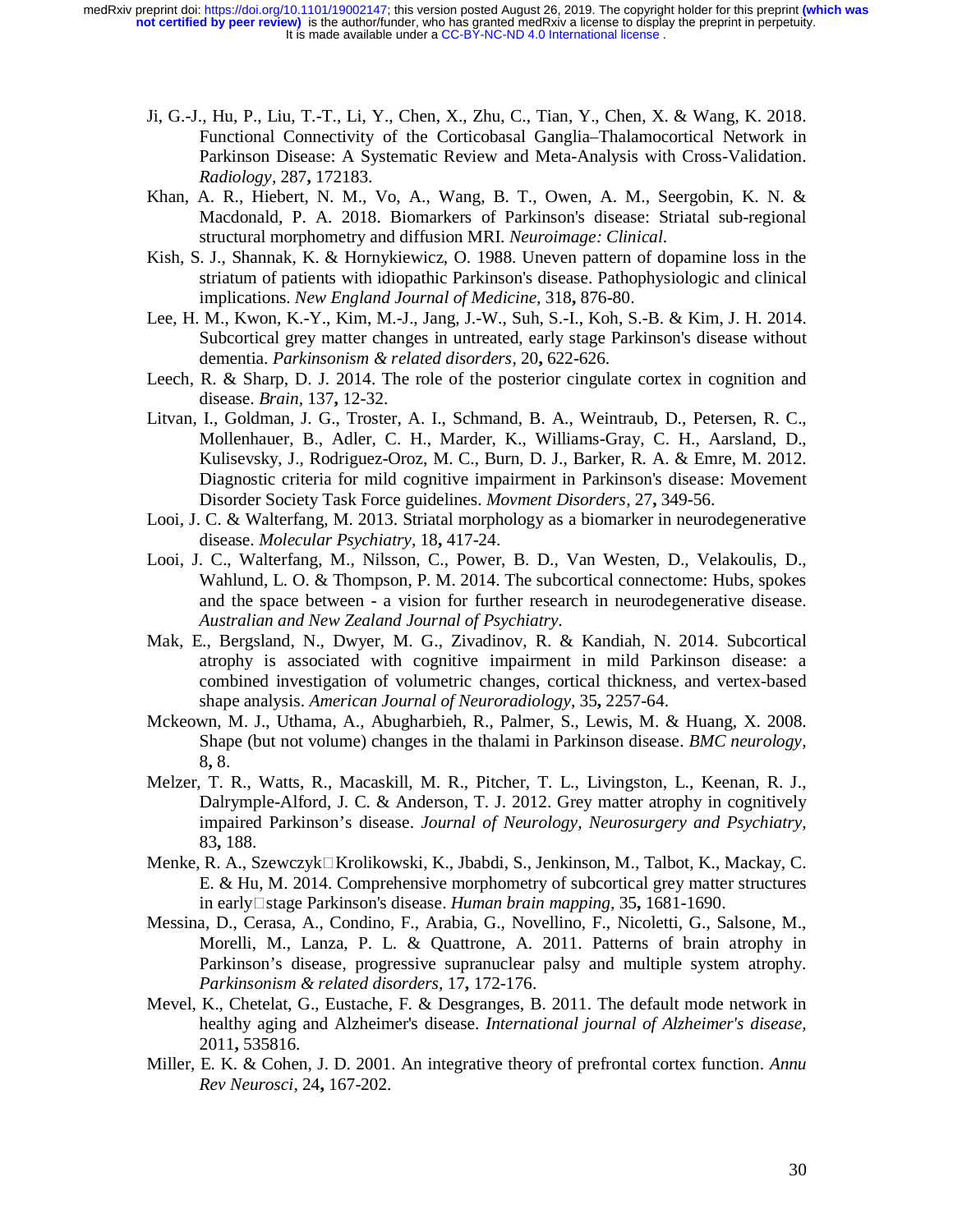Ji, G.-J., Hu, P., Liu, T.-T., Li, Y., Chen, X., Zhu, C., Tian, Y., Chen, X. & Wang, K. 2018. Functional Connectivity of the Corticobasal Ganglia–Thalamocortical Network in Parkinson Disease: A Systematic Review and Meta-Analysis with Cross-Validation. *Radiology*, 287**,** 172183.

Khan, A. R., Hiebert, N. M., Vo, A., Wang, B. T., Owen, A. M., Seergobin, K. N. & Macdonald, P. A. 2018. Biomarkers of Parkinson's disease: Striatal sub-regional structural morphometry and diffusion MRI. *Neuroimage: Clinical*.

Kish, S. J., Shannak, K. & Hornykiewicz, O. 1988. Uneven pattern of dopamine loss in the striatum of patients with idiopathic Parkinson's disease. Pathophysiologic and clinical implications. *New England Journal of Medicine,* 318**,** 876-80.

Lee, H. M., Kwon, K.-Y., Kim, M.-J., Jang, J.-W., Suh, S.-I., Koh, S.-B. & Kim, J. H. 2014. Subcortical grey matter changes in untreated, early stage Parkinson's disease without dementia. *Parkinsonism & related disorders*, 20**,** 622-626.

Leech, R. & Sharp, D. J. 2014. The role of the posterior cingulate cortex in cognition and disease. *Brain,* 137**,** 12-32.

Litvan, I., Goldman, J. G., Troster, A. I., Schmand, B. A., Weintraub, D., Petersen, R. C., Mollenhauer, B., Adler, C. H., Marder, K., Williams-Gray, C. H., Aarsland, D., Kulisevsky, J., Rodriguez-Oroz, M. C., Burn, D. J., Barker, R. A. & Emre, M. 2012. Diagnostic criteria for mild cognitive impairment in Parkinson's disease: Movement Disorder Society Task Force guidelines. *Movment Disorders,* 27**,** 349-56.

Looi, J. C. & Walterfang, M. 2013. Striatal morphology as a biomarker in neurodegenerative disease. *Molecular Psychiatry,* 18**,** 417-24.

Looi, J. C., Walterfang, M., Nilsson, C., Power, B. D., Van Westen, D., Velakoulis, D., Wahlund, L. O. & Thompson, P. M. 2014. The subcortical connectome: Hubs, spokes and the space between - a vision for further research in neurodegenerative disease. *Australian and New Zealand Journal of Psychiatry*.

Mak, E., Bergsland, N., Dwyer, M. G., Zivadinov, R. & Kandiah, N. 2014. Subcortical atrophy is associated with cognitive impairment in mild Parkinson disease: a combined investigation of volumetric changes, cortical thickness, and vertex-based shape analysis. *American Journal of Neuroradiology,* 35**,** 2257-64.

Mckeown, M. J., Uthama, A., Abugharbieh, R., Palmer, S., Lewis, M. & Huang, X. 2008. Shape (but not volume) changes in the thalami in Parkinson disease. *BMC neurology,* 8**,** 8.

Melzer, T. R., Watts, R., Macaskill, M. R., Pitcher, T. L., Livingston, L., Keenan, R. J., Dalrymple-Alford, J. C. & Anderson, T. J. 2012. Grey matter atrophy in cognitively impaired Parkinson's disease. *Journal of Neurology, Neurosurgery and Psychiatry,* 83**,** 188.

Menke, R. A., Szewczyk□Krolikowski, K., Jbabdi, S., Jenkinson, M., Talbot, K., Mackay, C. E. & Hu, M. 2014. Comprehensive morphometry of subcortical grey matter structures in early□stage Parkinson's disease. *Human brain mapping,* 35**,** 1681-1690.

Messina, D., Cerasa, A., Condino, F., Arabia, G., Novellino, F., Nicoletti, G., Salsone, M., Morelli, M., Lanza, P. L. & Quattrone, A. 2011. Patterns of brain atrophy in Parkinson's disease, progressive supranuclear palsy and multiple system atrophy. *Parkinsonism & related disorders,* 17**,** 172-176.

Mevel, K., Chetelat, G., Eustache, F. & Desgranges, B. 2011. The default mode network in healthy aging and Alzheimer's disease. *International journal of Alzheimer's disease,* 2011**,** 535816.

Miller, E. K. & Cohen, J. D. 2001. An integrative theory of prefrontal cortex function. *Annu Rev Neurosci,* 24**,** 167-202.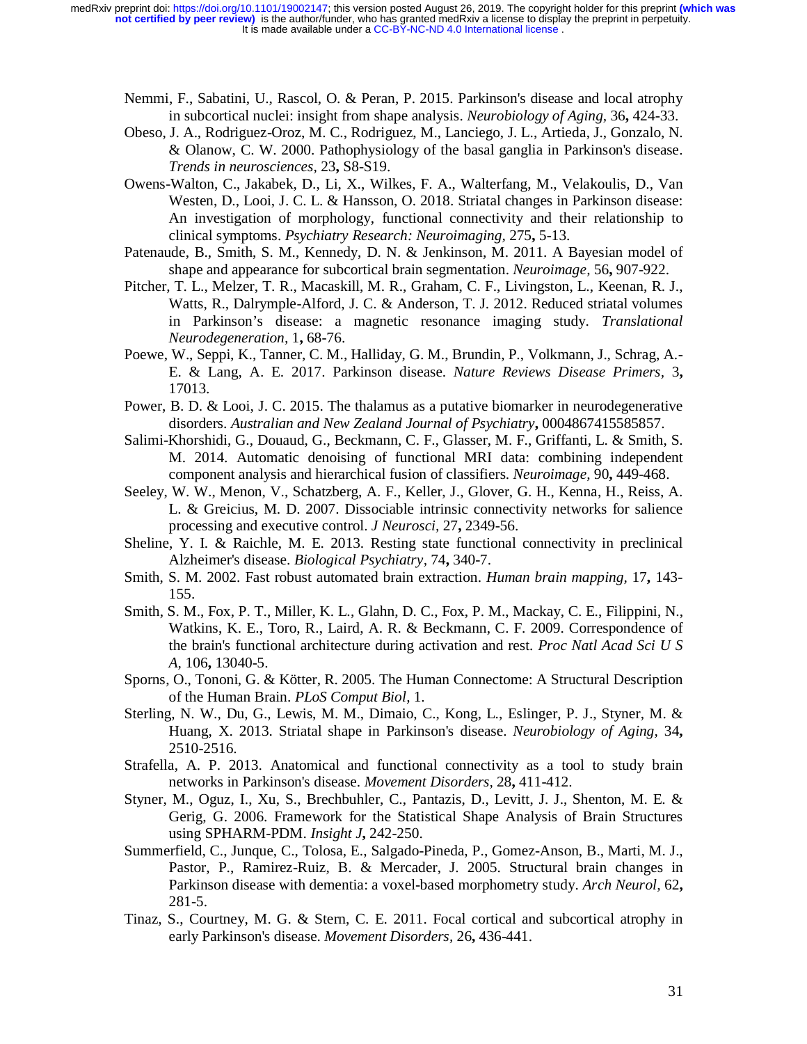Nemmi, F., Sabatini, U., Rascol, O. & Peran, P. 2015. Parkinson's disease and local atrophy in subcortical nuclei: insight from shape analysis. *Neurobiology of Aging,* 36**,** 424-33.

Obeso, J. A., Rodriguez-Oroz, M. C., Rodriguez, M., Lanciego, J. L., Artieda, J., Gonzalo, N. & Olanow, C. W. 2000. Pathophysiology of the basal ganglia in Parkinson's disease. *Trends in neurosciences,* 23**,** S8-S19.

Owens-Walton, C., Jakabek, D., Li, X., Wilkes, F. A., Walterfang, M., Velakoulis, D., Van Westen, D., Looi, J. C. L. & Hansson, O. 2018. Striatal changes in Parkinson disease: An investigation of morphology, functional connectivity and their relationship to clinical symptoms. *Psychiatry Research: Neuroimaging,* 275**,** 5-13.

Patenaude, B., Smith, S. M., Kennedy, D. N. & Jenkinson, M. 2011. A Bayesian model of shape and appearance for subcortical brain segmentation. *Neuroimage,* 56**,** 907-922.

Pitcher, T. L., Melzer, T. R., Macaskill, M. R., Graham, C. F., Livingston, L., Keenan, R. J., Watts, R., Dalrymple-Alford, J. C. & Anderson, T. J. 2012. Reduced striatal volumes in Parkinson's disease: a magnetic resonance imaging study. *Translational Neurodegeneration,* 1**,** 68-76.

Poewe, W., Seppi, K., Tanner, C. M., Halliday, G. M., Brundin, P., Volkmann, J., Schrag, A.-E. & Lang, A. E. 2017. Parkinson disease. *Nature Reviews Disease Primers,* 3**,** 17013.

Power, B. D. & Looi, J. C. 2015. The thalamus as a putative biomarker in neurodegenerative disorders. *Australian and New Zealand Journal of Psychiatry***,** 0004867415585857.

Salimi-Khorshidi, G., Douaud, G., Beckmann, C. F., Glasser, M. F., Griffanti, L. & Smith, S. M. 2014. Automatic denoising of functional MRI data: combining independent component analysis and hierarchical fusion of classifiers. *Neuroimage,* 90**,** 449-468.

Seeley, W. W., Menon, V., Schatzberg, A. F., Keller, J., Glover, G. H., Kenna, H., Reiss, A. L. & Greicius, M. D. 2007. Dissociable intrinsic connectivity networks for salience processing and executive control. *J Neurosci,* 27**,** 2349-56.

Sheline, Y. I. & Raichle, M. E. 2013. Resting state functional connectivity in preclinical Alzheimer's disease. *Biological Psychiatry,* 74**,** 340-7.

Smith, S. M. 2002. Fast robust automated brain extraction. *Human brain mapping,* 17**,** 143-155.

Smith, S. M., Fox, P. T., Miller, K. L., Glahn, D. C., Fox, P. M., Mackay, C. E., Filippini, N., Watkins, K. E., Toro, R., Laird, A. R. & Beckmann, C. F. 2009. Correspondence of the brain's functional architecture during activation and rest. *Proc Natl Acad Sci U S A,* 106**,** 13040-5.

Sporns, O., Tononi, G. & Kötter, R. 2005. The Human Connectome: A Structural Description of the Human Brain. *PLoS Comput Biol,* 1.

Sterling, N. W., Du, G., Lewis, M. M., Dimaio, C., Kong, L., Eslinger, P. J., Styner, M. & Huang, X. 2013. Striatal shape in Parkinson's disease. *Neurobiology of Aging,* 34**,** 2510-2516.

Strafella, A. P. 2013. Anatomical and functional connectivity as a tool to study brain networks in Parkinson's disease. *Movement Disorders,* 28**,** 411-412.

Styner, M., Oguz, I., Xu, S., Brechbuhler, C., Pantazis, D., Levitt, J. J., Shenton, M. E. & Gerig, G. 2006. Framework for the Statistical Shape Analysis of Brain Structures using SPHARM-PDM. *Insight J***,** 242-250.

Summerfield, C., Junque, C., Tolosa, E., Salgado-Pineda, P., Gomez-Anson, B., Marti, M. J., Pastor, P., Ramirez-Ruiz, B. & Mercader, J. 2005. Structural brain changes in Parkinson disease with dementia: a voxel-based morphometry study. *Arch Neurol,* 62**,** 281-5.

Tinaz, S., Courtney, M. G. & Stern, C. E. 2011. Focal cortical and subcortical atrophy in early Parkinson's disease. *Movement Disorders,* 26**,** 436-441.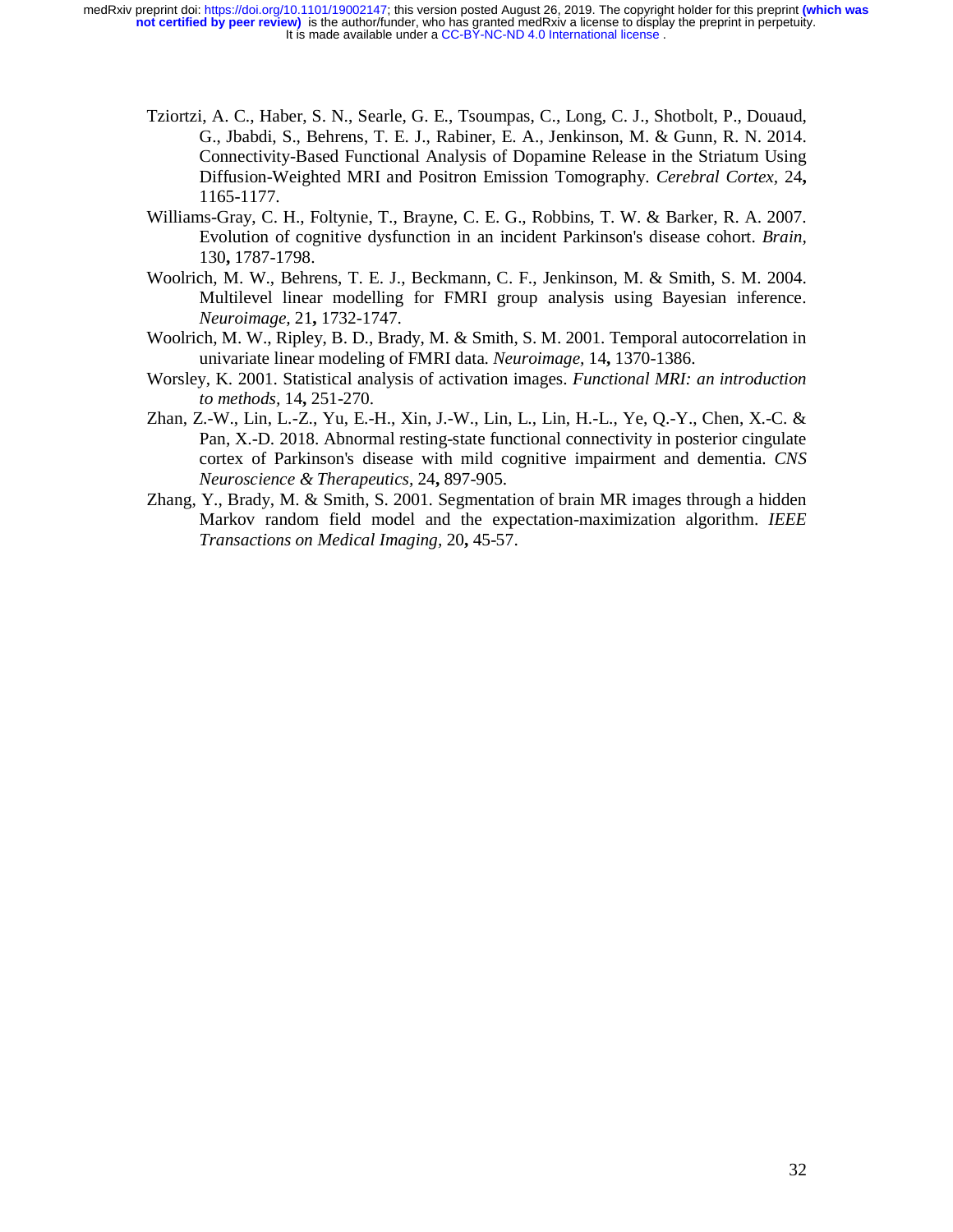Tziortzi, A. C., Haber, S. N., Searle, G. E., Tsoumpas, C., Long, C. J., Shotbolt, P., Douaud, G., Jbabdi, S., Behrens, T. E. J., Rabiner, E. A., Jenkinson, M. & Gunn, R. N. 2014. Connectivity-Based Functional Analysis of Dopamine Release in the Striatum Using Diffusion-Weighted MRI and Positron Emission Tomography. *Cerebral Cortex,* 24**,** 1165-1177.

Williams-Gray, C. H., Foltynie, T., Brayne, C. E. G., Robbins, T. W. & Barker, R. A. 2007. Evolution of cognitive dysfunction in an incident Parkinson's disease cohort. *Brain,* 130**,** 1787-1798.

Woolrich, M. W., Behrens, T. E. J., Beckmann, C. F., Jenkinson, M. & Smith, S. M. 2004. Multilevel linear modelling for FMRI group analysis using Bayesian inference. *Neuroimage,* 21**,** 1732-1747.

Woolrich, M. W., Ripley, B. D., Brady, M. & Smith, S. M. 2001. Temporal autocorrelation in univariate linear modeling of FMRI data. *Neuroimage,* 14**,** 1370-1386.

Worsley, K. 2001. Statistical analysis of activation images. *Functional MRI: an introduction to methods,* 14**,** 251-270.

Zhan, Z.-W., Lin, L.-Z., Yu, E.-H., Xin, J.-W., Lin, L., Lin, H.-L., Ye, Q.-Y., Chen, X.-C. & Pan, X.-D. 2018. Abnormal resting-state functional connectivity in posterior cingulate cortex of Parkinson's disease with mild cognitive impairment and dementia. *CNS Neuroscience & Therapeutics,* 24**,** 897-905.

Zhang, Y., Brady, M. & Smith, S. 2001. Segmentation of brain MR images through a hidden Markov random field model and the expectation-maximization algorithm. *IEEE Transactions on Medical Imaging,* 20**,** 45-57.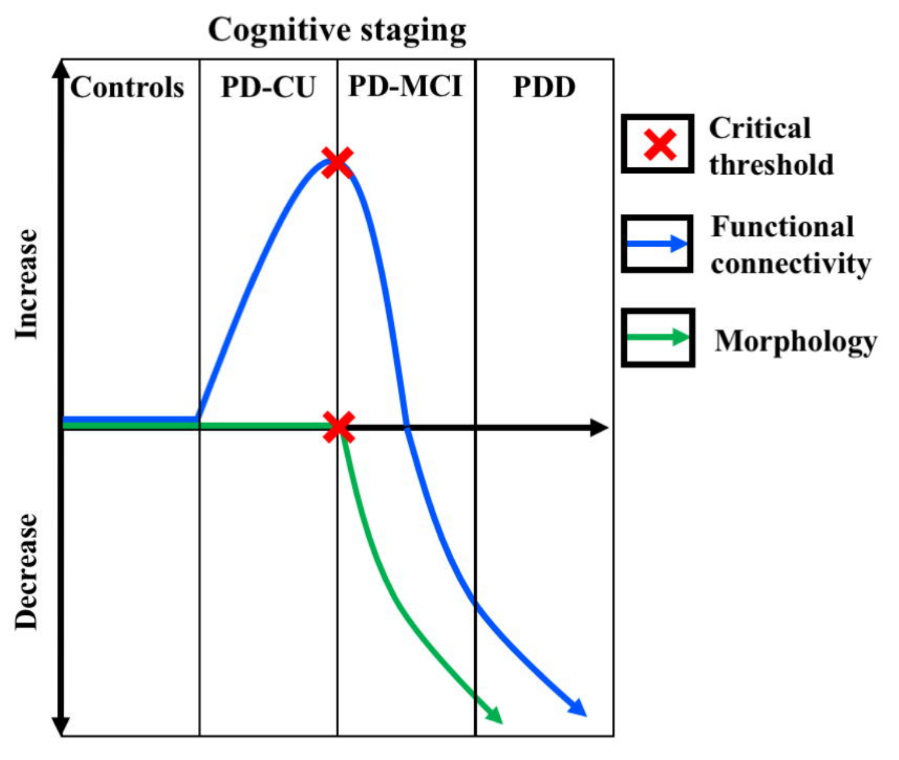Cognitive staging

Controls | PD-CU | PD-MCI | PDD

Increase

Decrease

Critical threshold

Functional connectivity

Morphology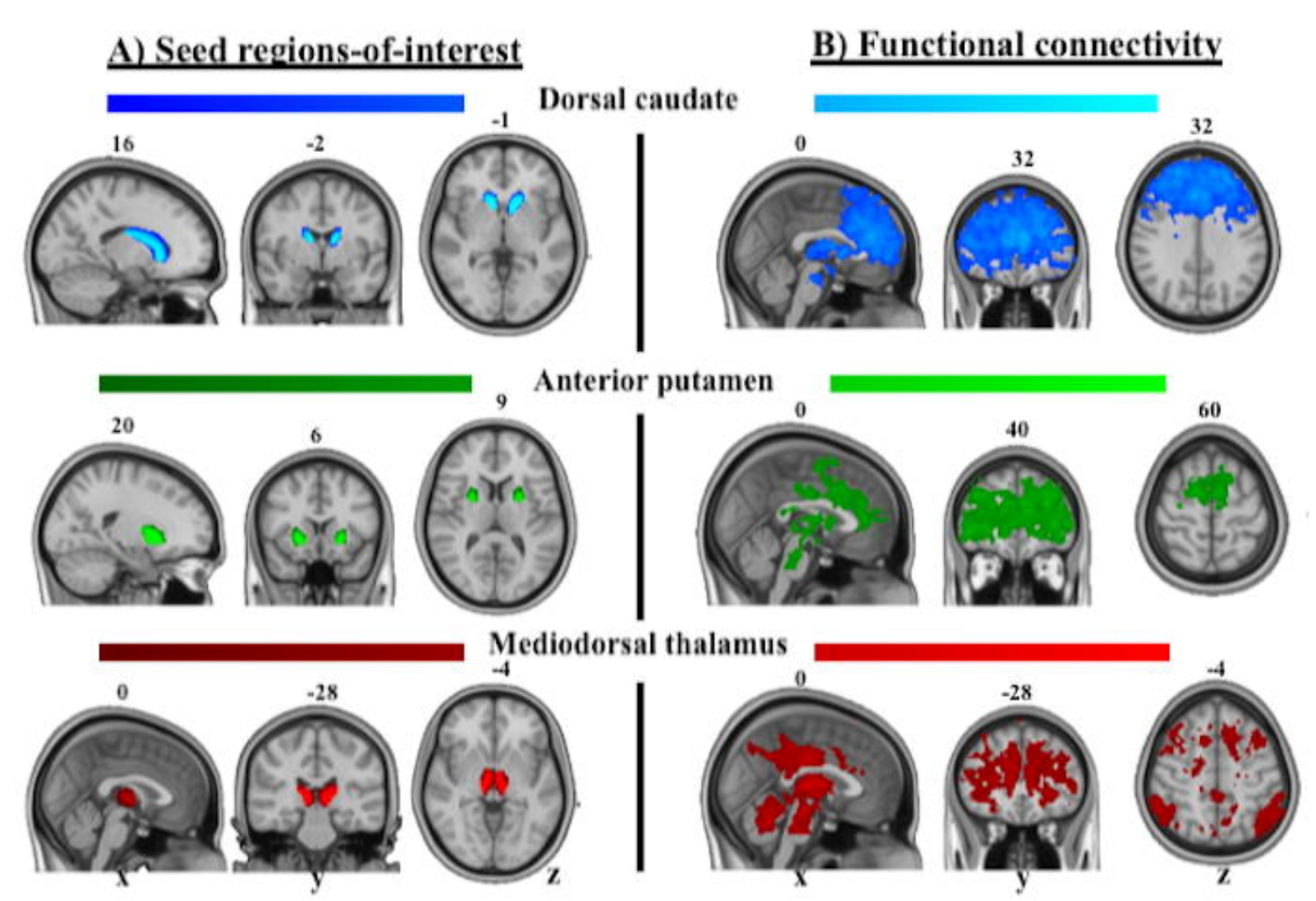A) Seed regions-of-interest

B) Functional connectivity

Dorsal caudate

Anterior putamen

Mediodorsal thalamus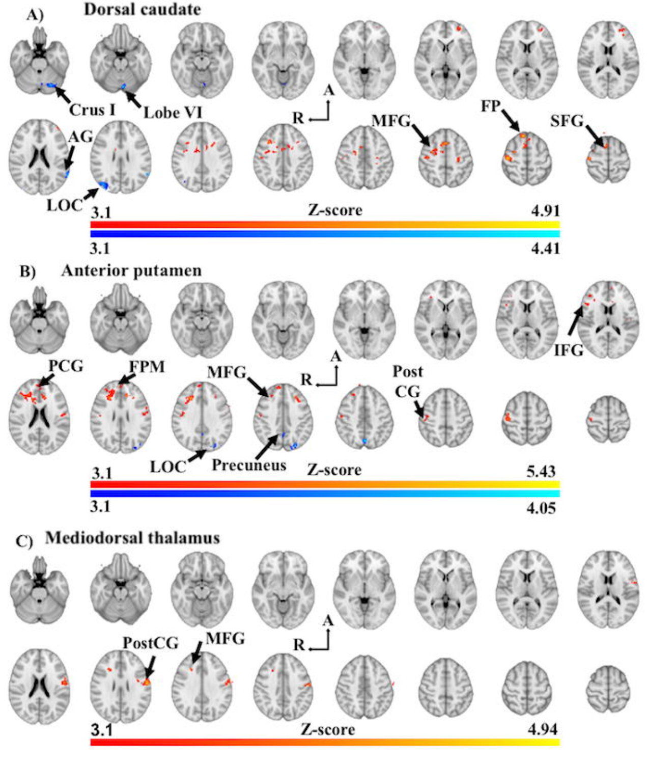A) Dorsal caudate

Crus I, Lobe VI, AG, LOC, MFG, FP, SFG

R, A

Z-score: 3.1 – 4.91 (positive); 3.1 – 4.41 (negative)

B) Anterior putamen

IFG, PCG, FPM, MFG, Post CG, LOC, Precuneus

R, A

Z-score: 3.1 – 5.43 (positive); 3.1 – 4.05 (negative)

C) Mediodorsal thalamus

PostCG, MFG

R, A

Z-score: 3.1 – 4.94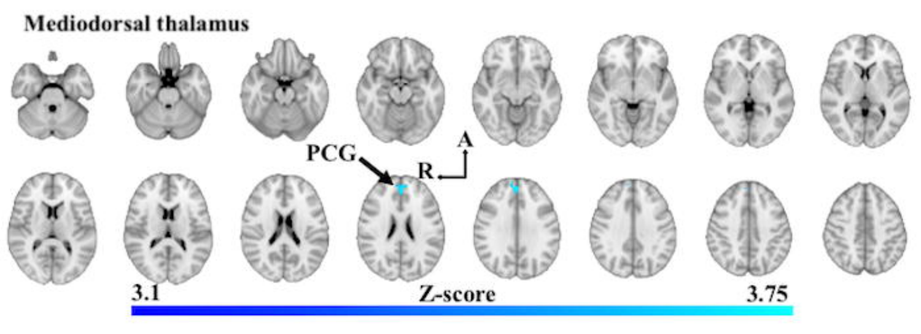**Mediodorsal thalamus**

PCG

A

R

3.1 Z-score 3.75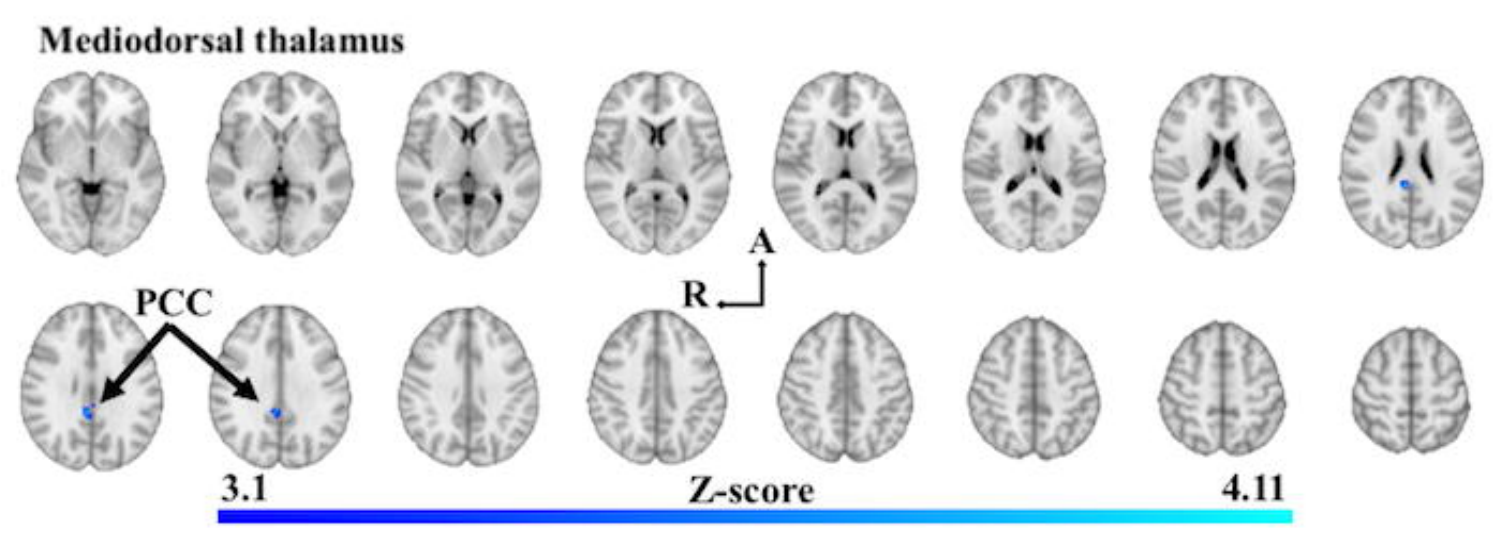**Mediodorsal thalamus**

PCC

A

R

3.1 Z-score 4.11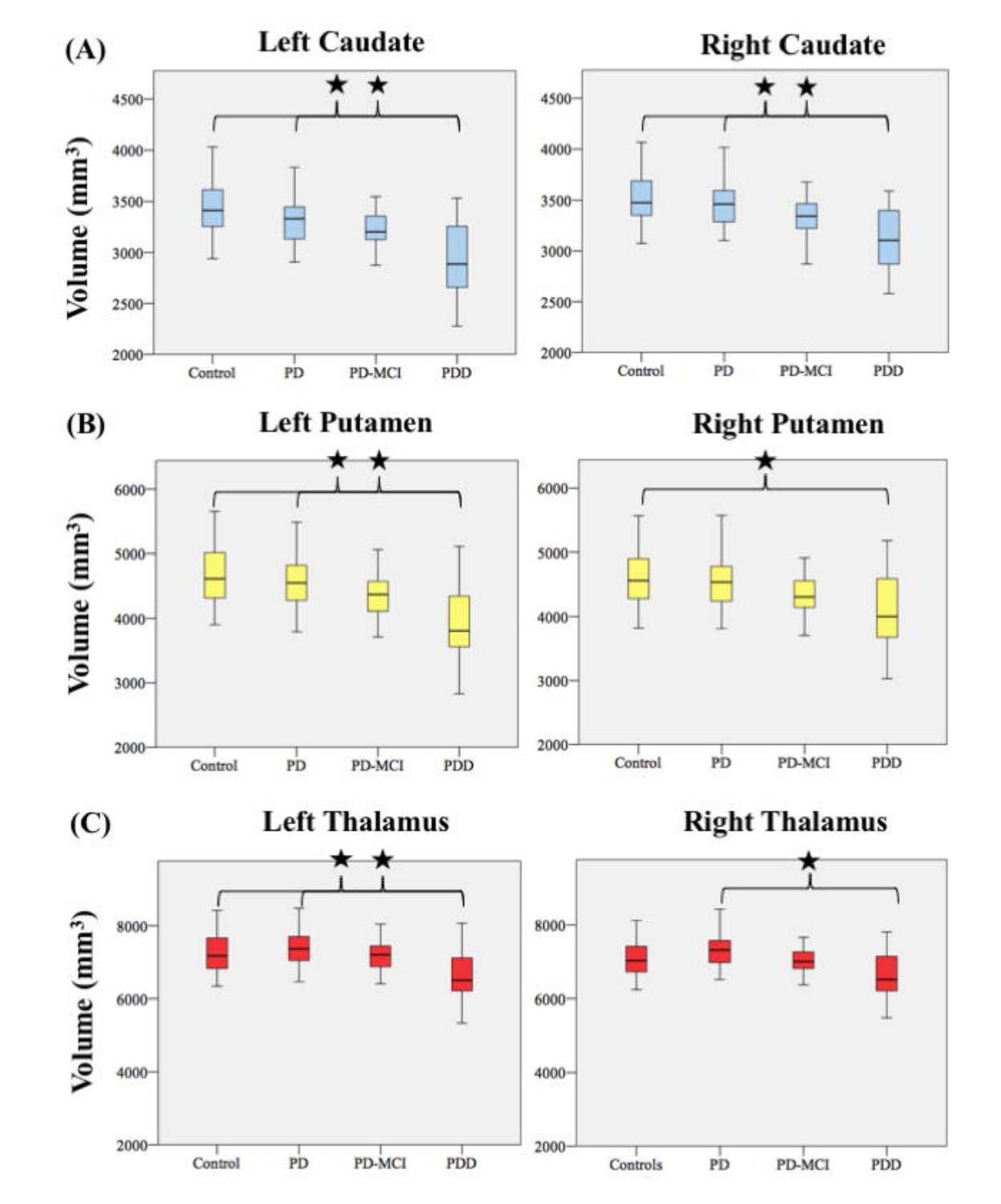(A) Left Caudate, Right Caudate

(B) Left Putamen, Right Putamen

(C) Left Thalamus, Right Thalamus

Volume ($mm^3$)

Control, PD, PD-MCI, PDD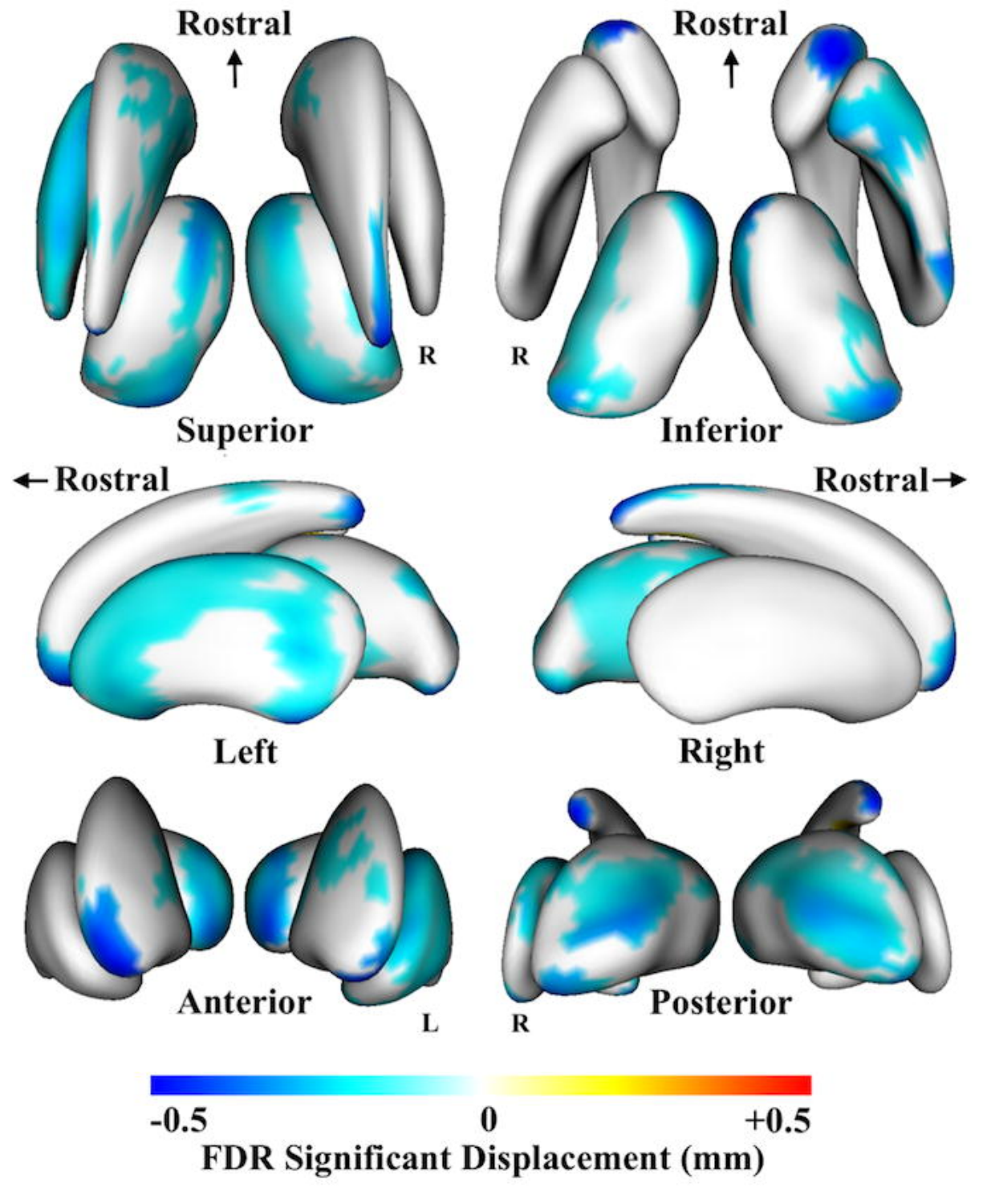Rostral

Rostral

R

R

Superior

Inferior

← Rostral

Rostral →

Left

Right

Anterior

L

R

Posterior

-0.5

0

+0.5

FDR Significant Displacement (mm)